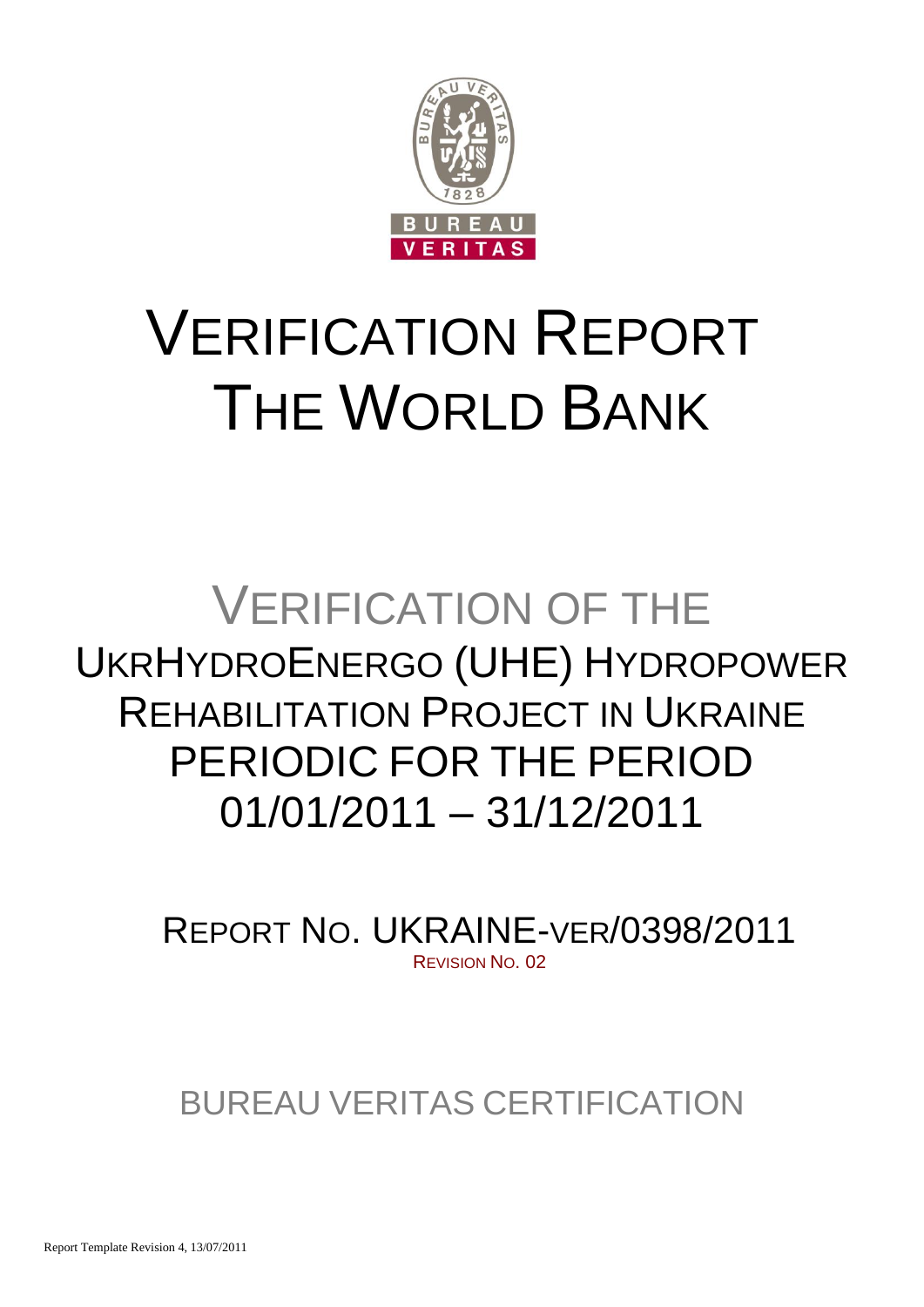# VERIFICATION REPORT THE WORLD BANK

## VERIFICATION OF THE UKRHYDROENERGO (UHE) HYDROPOWER REHABILITATION PROJECT IN UKRAINE PERIODIC FOR THE PERIOD 01/01/2011 – 31/12/2011

REPORT NO. UKRAINE-VER/0398/2011

REVISION NO. 02

BUREAU VERITAS CERTIFICATION

Report Template Revision 4, 13/07/2011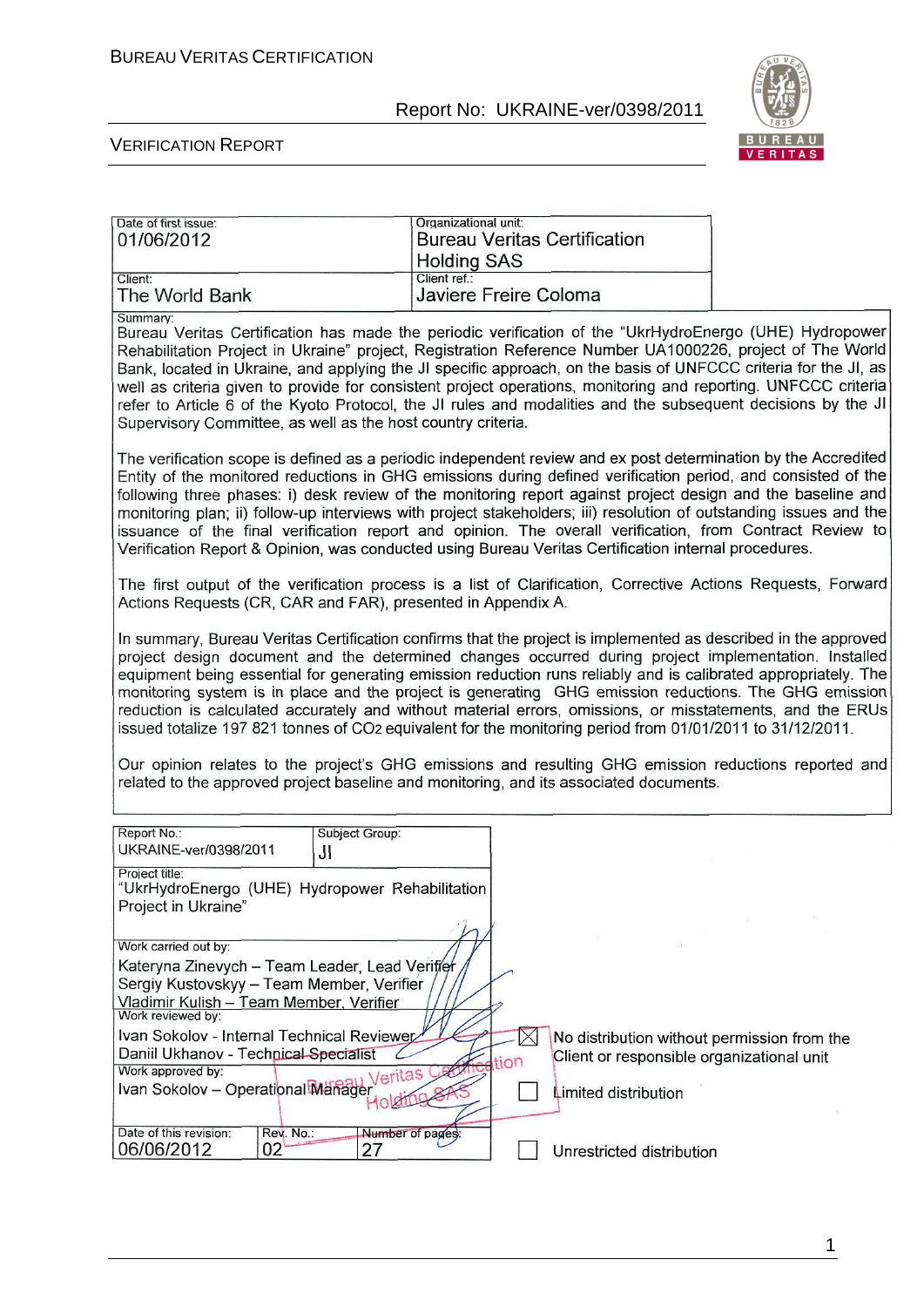| Date of first issue: 01/06/2012 | Organizational unit: Bureau Veritas Certification Holding SAS |
| --- | --- |
| Client: The World Bank | Client ref.: Javiere Freire Coloma |

Summary:

Bureau Veritas Certification has made the periodic verification of the "UkrHydroEnergo (UHE) Hydropower Rehabilitation Project in Ukraine" project, Registration Reference Number UA1000226, project of The World Bank, located in Ukraine, and applying the JI specific approach, on the basis of UNFCCC criteria for the JI, as well as criteria given to provide for consistent project operations, monitoring and reporting. UNFCCC criteria refer to Article 6 of the Kyoto Protocol, the JI rules and modalities and the subsequent decisions by the JI Supervisory Committee, as well as the host country criteria.

The verification scope is defined as a periodic independent review and ex post determination by the Accredited Entity of the monitored reductions in GHG emissions during defined verification period, and consisted of the following three phases: i) desk review of the monitoring report against project design and the baseline and monitoring plan; ii) follow-up interviews with project stakeholders; iii) resolution of outstanding issues and the issuance of the final verification report and opinion. The overall verification, from Contract Review to Verification Report & Opinion, was conducted using Bureau Veritas Certification internal procedures.

The first output of the verification process is a list of Clarification, Corrective Actions Requests, Forward Actions Requests (CR, CAR and FAR), presented in Appendix A.

In summary, Bureau Veritas Certification confirms that the project is implemented as described in the approved project design document and the determined changes occurred during project implementation. Installed equipment being essential for generating emission reduction runs reliably and is calibrated appropriately. The monitoring system is in place and the project is generating GHG emission reductions. The GHG emission reduction is calculated accurately and without material errors, omissions, or misstatements, and the ERUs issued totalize 197 821 tonnes of $CO_2$ equivalent for the monitoring period from 01/01/2011 to 31/12/2011.

Our opinion relates to the project's GHG emissions and resulting GHG emission reductions reported and related to the approved project baseline and monitoring, and its associated documents.

| Report No.: UKRAINE-ver/0398/2011 | Subject Group: JI | |
| --- | --- | --- |
| Project title: "UkrHydroEnergo (UHE) Hydropower Rehabilitation Project in Ukraine" | | |
| Work carried out by: Kateryna Zinevych – Team Leader, Lead Verifier; Sergiy Kustovskyy – Team Member, Verifier; Vladimir Kulish – Team Member, Verifier | | |
| Work reviewed by: Ivan Sokolov - Internal Technical Reviewer; Daniil Ukhanov - Technical Specialist | | |
| Work approved by: Ivan Sokolov – Operational Manager | | |
| Date of this revision: 06/06/2012 | Rev. No.: 02 | Number of pages: 27 |

- [x] No distribution without permission from the Client or responsible organizational unit
- [ ] Limited distribution
- [ ] Unrestricted distribution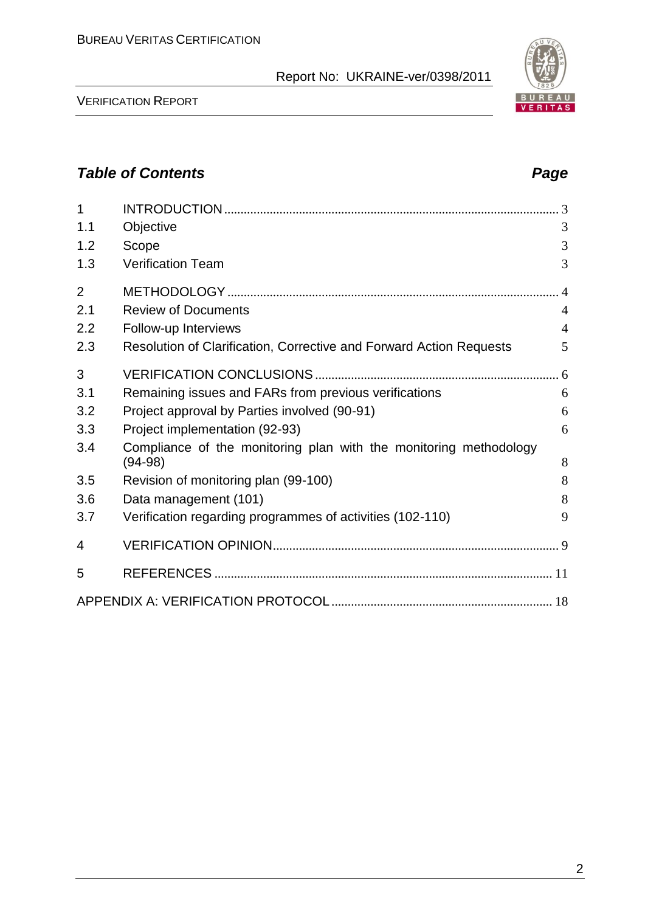## *Table of Contents* *Page*

| | | |
|---|---|---|
| 1 | INTRODUCTION | 3 |
| 1.1 | Objective | 3 |
| 1.2 | Scope | 3 |
| 1.3 | Verification Team | 3 |
| 2 | METHODOLOGY | 4 |
| 2.1 | Review of Documents | 4 |
| 2.2 | Follow-up Interviews | 4 |
| 2.3 | Resolution of Clarification, Corrective and Forward Action Requests | 5 |
| 3 | VERIFICATION CONCLUSIONS | 6 |
| 3.1 | Remaining issues and FARs from previous verifications | 6 |
| 3.2 | Project approval by Parties involved (90-91) | 6 |
| 3.3 | Project implementation (92-93) | 6 |
| 3.4 | Compliance of the monitoring plan with the monitoring methodology (94-98) | 8 |
| 3.5 | Revision of monitoring plan (99-100) | 8 |
| 3.6 | Data management (101) | 8 |
| 3.7 | Verification regarding programmes of activities (102-110) | 9 |
| 4 | VERIFICATION OPINION | 9 |
| 5 | REFERENCES | 11 |
| | APPENDIX A: VERIFICATION PROTOCOL | 18 |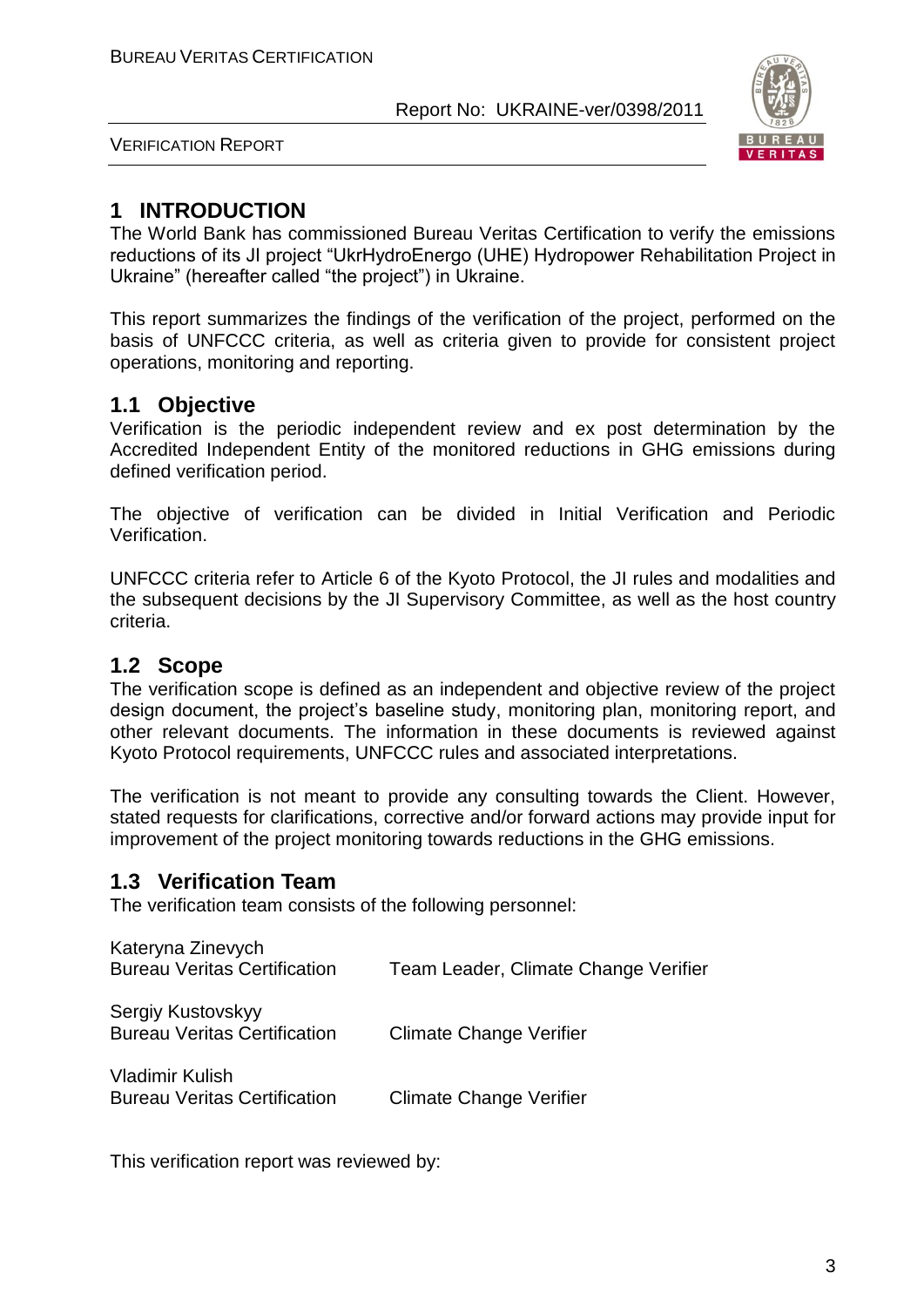# 1 INTRODUCTION

The World Bank has commissioned Bureau Veritas Certification to verify the emissions reductions of its JI project "UkrHydroEnergo (UHE) Hydropower Rehabilitation Project in Ukraine" (hereafter called "the project") in Ukraine.

This report summarizes the findings of the verification of the project, performed on the basis of UNFCCC criteria, as well as criteria given to provide for consistent project operations, monitoring and reporting.

## 1.1 Objective

Verification is the periodic independent review and ex post determination by the Accredited Independent Entity of the monitored reductions in GHG emissions during defined verification period.

The objective of verification can be divided in Initial Verification and Periodic Verification.

UNFCCC criteria refer to Article 6 of the Kyoto Protocol, the JI rules and modalities and the subsequent decisions by the JI Supervisory Committee, as well as the host country criteria.

## 1.2 Scope

The verification scope is defined as an independent and objective review of the project design document, the project's baseline study, monitoring plan, monitoring report, and other relevant documents. The information in these documents is reviewed against Kyoto Protocol requirements, UNFCCC rules and associated interpretations.

The verification is not meant to provide any consulting towards the Client. However, stated requests for clarifications, corrective and/or forward actions may provide input for improvement of the project monitoring towards reductions in the GHG emissions.

## 1.3 Verification Team

The verification team consists of the following personnel:

| | |
|---|---|
| Kateryna Zinevych<br>Bureau Veritas Certification | Team Leader, Climate Change Verifier |
| Sergiy Kustovskyy<br>Bureau Veritas Certification | Climate Change Verifier |
| Vladimir Kulish<br>Bureau Veritas Certification | Climate Change Verifier |

This verification report was reviewed by: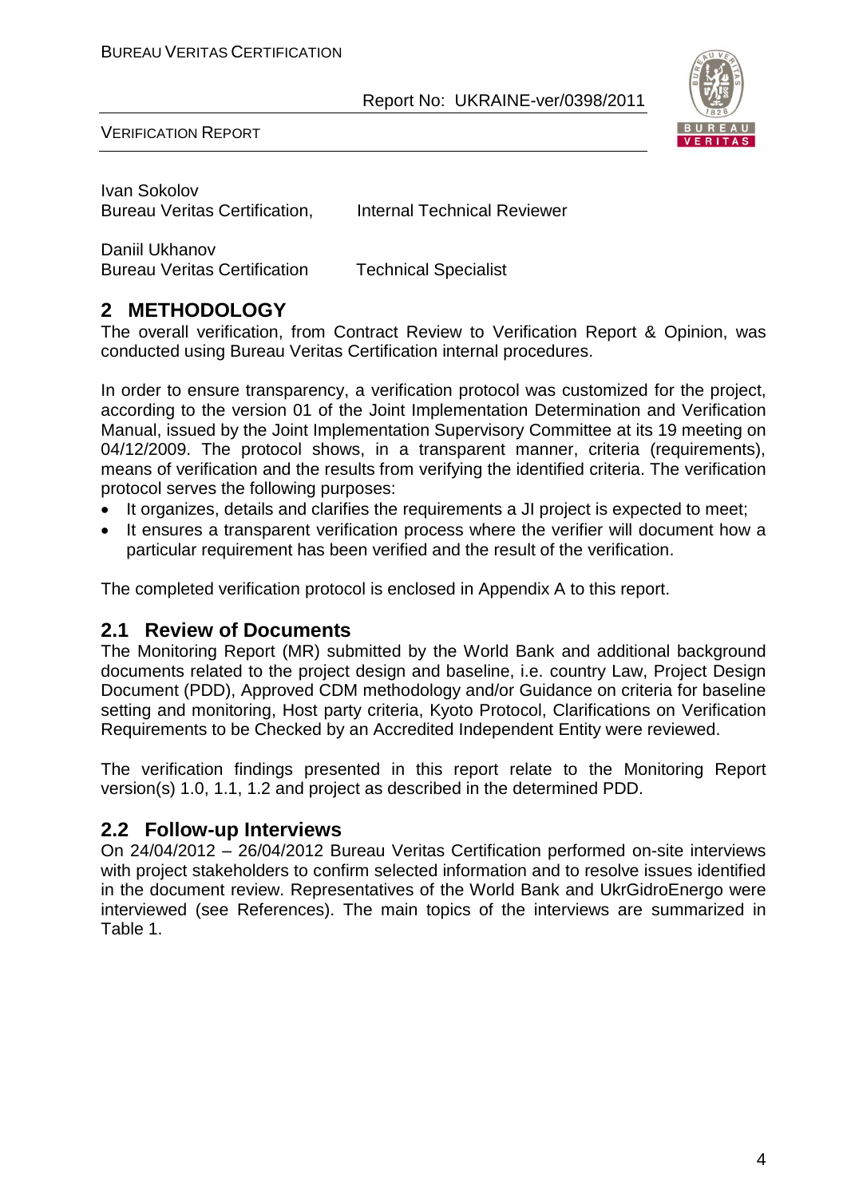Ivan Sokolov
Bureau Veritas Certification, Internal Technical Reviewer

Daniil Ukhanov
Bureau Veritas Certification Technical Specialist

## 2 METHODOLOGY

The overall verification, from Contract Review to Verification Report & Opinion, was conducted using Bureau Veritas Certification internal procedures.

In order to ensure transparency, a verification protocol was customized for the project, according to the version 01 of the Joint Implementation Determination and Verification Manual, issued by the Joint Implementation Supervisory Committee at its 19 meeting on 04/12/2009. The protocol shows, in a transparent manner, criteria (requirements), means of verification and the results from verifying the identified criteria. The verification protocol serves the following purposes:

- It organizes, details and clarifies the requirements a JI project is expected to meet;
- It ensures a transparent verification process where the verifier will document how a particular requirement has been verified and the result of the verification.

The completed verification protocol is enclosed in Appendix A to this report.

### 2.1 Review of Documents

The Monitoring Report (MR) submitted by the World Bank and additional background documents related to the project design and baseline, i.e. country Law, Project Design Document (PDD), Approved CDM methodology and/or Guidance on criteria for baseline setting and monitoring, Host party criteria, Kyoto Protocol, Clarifications on Verification Requirements to be Checked by an Accredited Independent Entity were reviewed.

The verification findings presented in this report relate to the Monitoring Report version(s) 1.0, 1.1, 1.2 and project as described in the determined PDD.

### 2.2 Follow-up Interviews

On 24/04/2012 – 26/04/2012 Bureau Veritas Certification performed on-site interviews with project stakeholders to confirm selected information and to resolve issues identified in the document review. Representatives of the World Bank and UkrGidroEnergo were interviewed (see References). The main topics of the interviews are summarized in Table 1.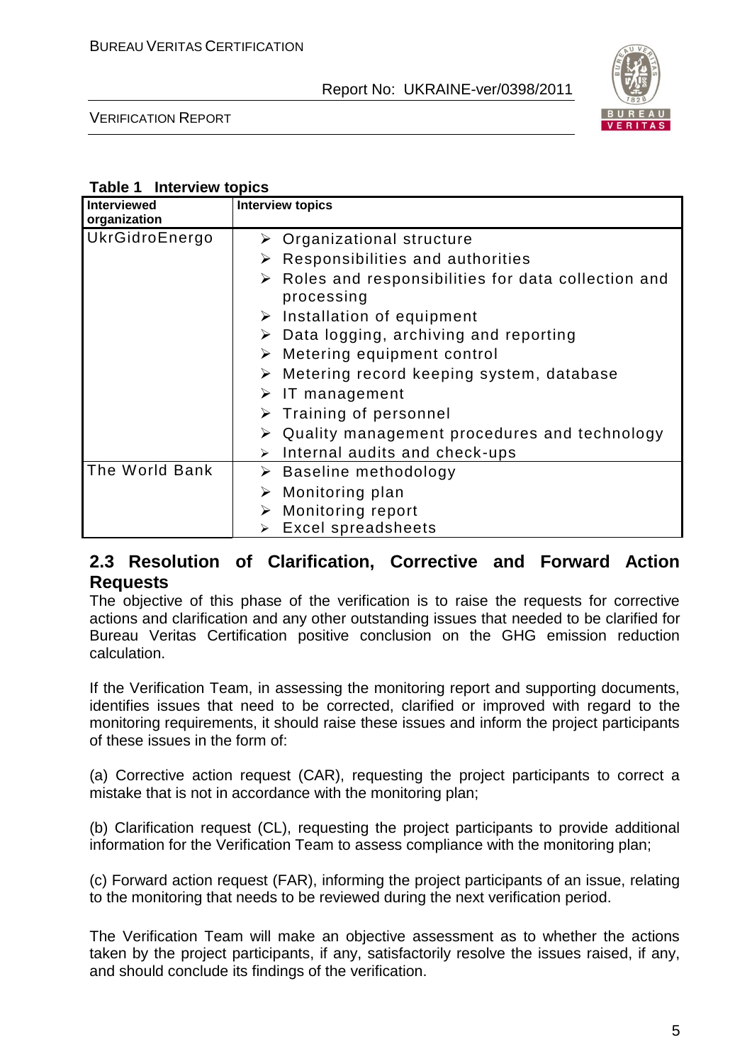**Table 1 Interview topics**

| Interviewed organization | Interview topics |
|---|---|
| UkrGidroEnergo | ➢ Organizational structure<br>➢ Responsibilities and authorities<br>➢ Roles and responsibilities for data collection and processing<br>➢ Installation of equipment<br>➢ Data logging, archiving and reporting<br>➢ Metering equipment control<br>➢ Metering record keeping system, database<br>➢ IT management<br>➢ Training of personnel<br>➢ Quality management procedures and technology<br>➢ Internal audits and check-ups |
| The World Bank | ➢ Baseline methodology<br>➢ Monitoring plan<br>➢ Monitoring report<br>➢ Excel spreadsheets |

## 2.3 Resolution of Clarification, Corrective and Forward Action Requests

The objective of this phase of the verification is to raise the requests for corrective actions and clarification and any other outstanding issues that needed to be clarified for Bureau Veritas Certification positive conclusion on the GHG emission reduction calculation.

If the Verification Team, in assessing the monitoring report and supporting documents, identifies issues that need to be corrected, clarified or improved with regard to the monitoring requirements, it should raise these issues and inform the project participants of these issues in the form of:

(a) Corrective action request (CAR), requesting the project participants to correct a mistake that is not in accordance with the monitoring plan;

(b) Clarification request (CL), requesting the project participants to provide additional information for the Verification Team to assess compliance with the monitoring plan;

(c) Forward action request (FAR), informing the project participants of an issue, relating to the monitoring that needs to be reviewed during the next verification period.

The Verification Team will make an objective assessment as to whether the actions taken by the project participants, if any, satisfactorily resolve the issues raised, if any, and should conclude its findings of the verification.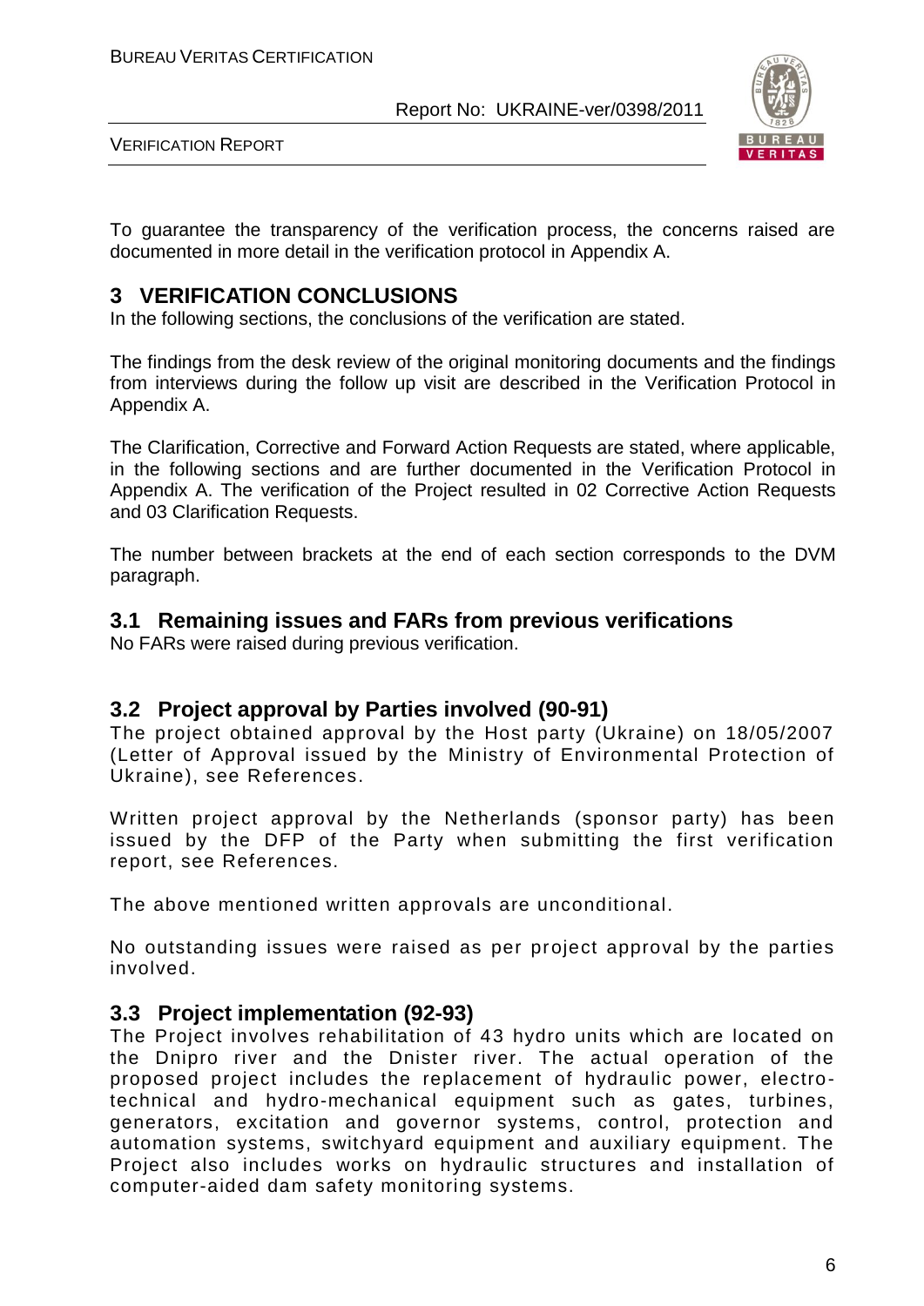To guarantee the transparency of the verification process, the concerns raised are documented in more detail in the verification protocol in Appendix A.

# 3 VERIFICATION CONCLUSIONS

In the following sections, the conclusions of the verification are stated.

The findings from the desk review of the original monitoring documents and the findings from interviews during the follow up visit are described in the Verification Protocol in Appendix A.

The Clarification, Corrective and Forward Action Requests are stated, where applicable, in the following sections and are further documented in the Verification Protocol in Appendix A. The verification of the Project resulted in 02 Corrective Action Requests and 03 Clarification Requests.

The number between brackets at the end of each section corresponds to the DVM paragraph.

## 3.1 Remaining issues and FARs from previous verifications

No FARs were raised during previous verification.

## 3.2 Project approval by Parties involved (90-91)

The project obtained approval by the Host party (Ukraine) on 18/05/2007 (Letter of Approval issued by the Ministry of Environmental Protection of Ukraine), see References.

Written project approval by the Netherlands (sponsor party) has been issued by the DFP of the Party when submitting the first verification report, see References.

The above mentioned written approvals are unconditional.

No outstanding issues were raised as per project approval by the parties involved.

## 3.3 Project implementation (92-93)

The Project involves rehabilitation of 43 hydro units which are located on the Dnipro river and the Dnister river. The actual operation of the proposed project includes the replacement of hydraulic power, electro-technical and hydro-mechanical equipment such as gates, turbines, generators, excitation and governor systems, control, protection and automation systems, switchyard equipment and auxiliary equipment. The Project also includes works on hydraulic structures and installation of computer-aided dam safety monitoring systems.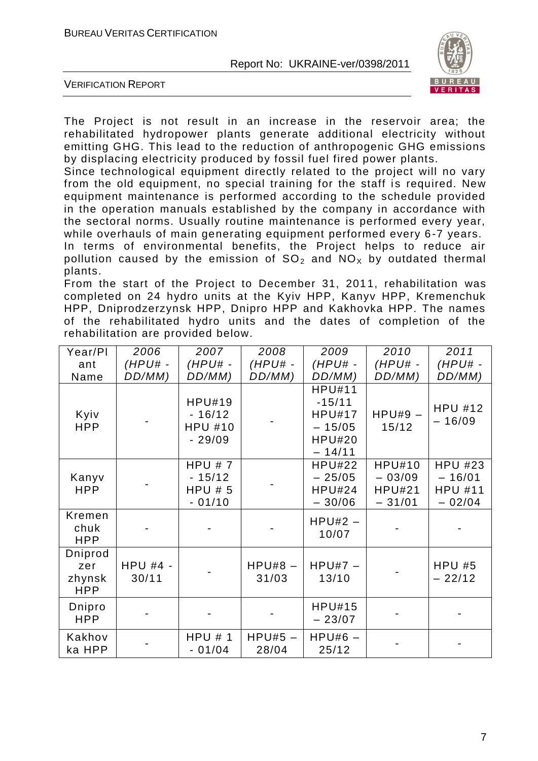The Project is not result in an increase in the reservoir area; the rehabilitated hydropower plants generate additional electricity without emitting GHG. This lead to the reduction of anthropogenic GHG emissions by displacing electricity produced by fossil fuel fired power plants.

Since technological equipment directly related to the project will no vary from the old equipment, no special training for the staff is required. New equipment maintenance is performed according to the schedule provided in the operation manuals established by the company in accordance with the sectoral norms. Usually routine maintenance is performed every year, while overhauls of main generating equipment performed every 6-7 years.

In terms of environmental benefits, the Project helps to reduce air pollution caused by the emission of $SO_2$ and $NO_X$ by outdated thermal plants.

From the start of the Project to December 31, 2011, rehabilitation was completed on 24 hydro units at the Kyiv HPP, Kanyv HPP, Kremenchuk HPP, Dniprodzerzynsk HPP, Dnipro HPP and Kakhovka HPP. The names of the rehabilitated hydro units and the dates of completion of the rehabilitation are provided below.

| Year/Plant Name | *2006 (HPU# - DD/MM)* | *2007 (HPU# - DD/MM)* | *2008 (HPU# - DD/MM)* | *2009 (HPU# - DD/MM)* | *2010 (HPU# - DD/MM)* | *2011 (HPU# - DD/MM)* |
|---|---|---|---|---|---|---|
| Kyiv HPP | - | HPU#19 - 16/12 HPU #10 - 29/09 | - | HPU#11 -15/11 HPU#17 – 15/05 HPU#20 – 14/11 | HPU#9 – 15/12 | HPU #12 – 16/09 |
| Kanyv HPP | - | HPU # 7 - 15/12 HPU # 5 - 01/10 | - | HPU#22 – 25/05 HPU#24 – 30/06 | HPU#10 – 03/09 HPU#21 – 31/01 | HPU #23 – 16/01 HPU #11 – 02/04 |
| Kremenchuk HPP | - | - | - | HPU#2 – 10/07 | - | - |
| Dniprodzerzhynsk HPP | HPU #4 - 30/11 | - | HPU#8 – 31/03 | HPU#7 – 13/10 | - | HPU #5 – 22/12 |
| Dnipro HPP | - | - | - | HPU#15 – 23/07 | - | - |
| Kakhovka HPP | - | HPU # 1 - 01/04 | HPU#5 – 28/04 | HPU#6 – 25/12 | - | - |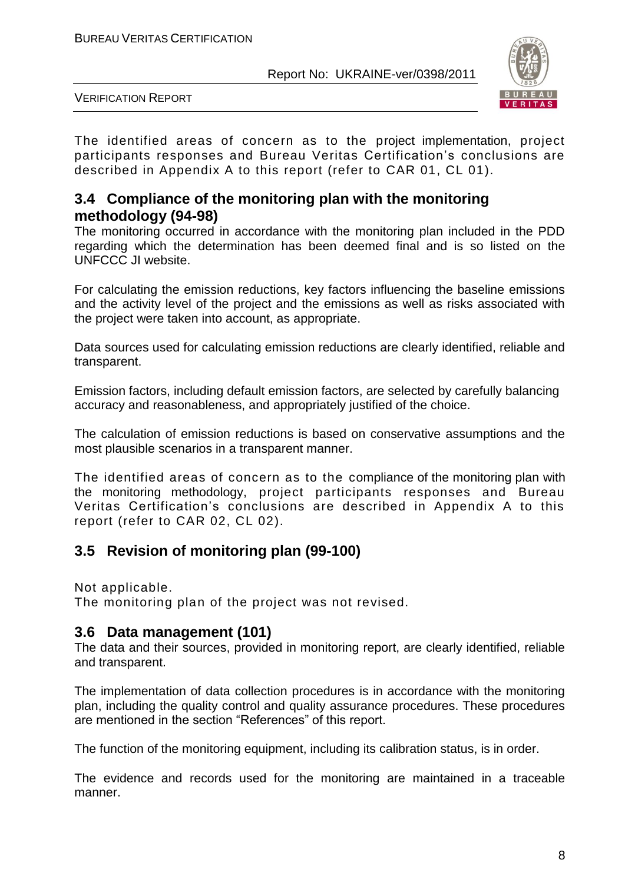The identified areas of concern as to the project implementation, project participants responses and Bureau Veritas Certification's conclusions are described in Appendix A to this report (refer to CAR 01, CL 01).

## 3.4 Compliance of the monitoring plan with the monitoring methodology (94-98)

The monitoring occurred in accordance with the monitoring plan included in the PDD regarding which the determination has been deemed final and is so listed on the UNFCCC JI website.

For calculating the emission reductions, key factors influencing the baseline emissions and the activity level of the project and the emissions as well as risks associated with the project were taken into account, as appropriate.

Data sources used for calculating emission reductions are clearly identified, reliable and transparent.

Emission factors, including default emission factors, are selected by carefully balancing accuracy and reasonableness, and appropriately justified of the choice.

The calculation of emission reductions is based on conservative assumptions and the most plausible scenarios in a transparent manner.

The identified areas of concern as to the compliance of the monitoring plan with the monitoring methodology, project participants responses and Bureau Veritas Certification's conclusions are described in Appendix A to this report (refer to CAR 02, CL 02).

## 3.5 Revision of monitoring plan (99-100)

Not applicable.
The monitoring plan of the project was not revised.

## 3.6 Data management (101)

The data and their sources, provided in monitoring report, are clearly identified, reliable and transparent.

The implementation of data collection procedures is in accordance with the monitoring plan, including the quality control and quality assurance procedures. These procedures are mentioned in the section "References" of this report.

The function of the monitoring equipment, including its calibration status, is in order.

The evidence and records used for the monitoring are maintained in a traceable manner.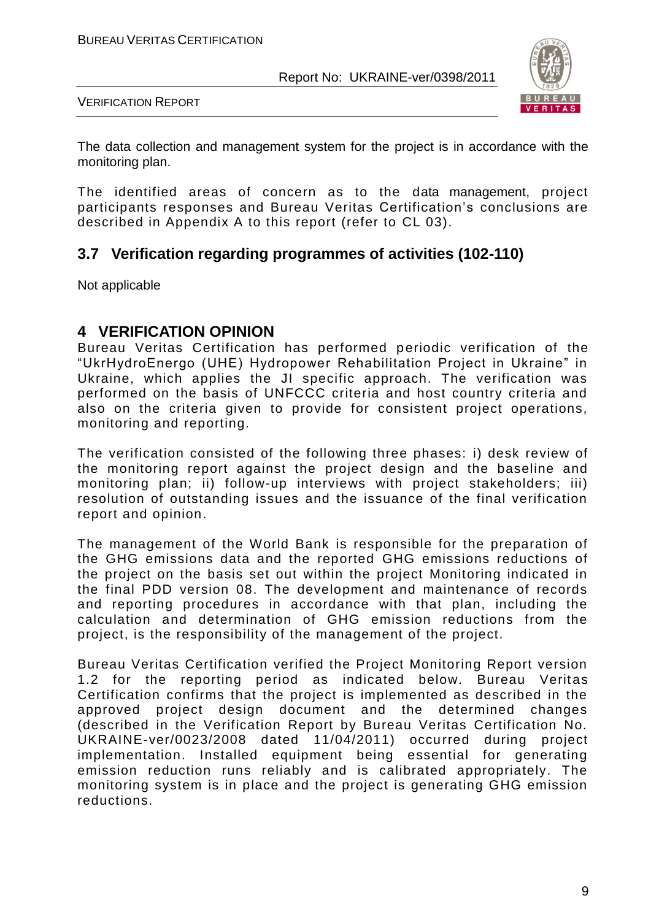The data collection and management system for the project is in accordance with the monitoring plan.

The identified areas of concern as to the data management, project participants responses and Bureau Veritas Certification's conclusions are described in Appendix A to this report (refer to CL 03).

## 3.7 Verification regarding programmes of activities (102-110)

Not applicable

# 4 VERIFICATION OPINION

Bureau Veritas Certification has performed periodic verification of the "UkrHydroEnergo (UHE) Hydropower Rehabilitation Project in Ukraine" in Ukraine, which applies the JI specific approach. The verification was performed on the basis of UNFCCC criteria and host country criteria and also on the criteria given to provide for consistent project operations, monitoring and reporting.

The verification consisted of the following three phases: i) desk review of the monitoring report against the project design and the baseline and monitoring plan; ii) follow-up interviews with project stakeholders; iii) resolution of outstanding issues and the issuance of the final verification report and opinion.

The management of the World Bank is responsible for the preparation of the GHG emissions data and the reported GHG emissions reductions of the project on the basis set out within the project Monitoring indicated in the final PDD version 08. The development and maintenance of records and reporting procedures in accordance with that plan, including the calculation and determination of GHG emission reductions from the project, is the responsibility of the management of the project.

Bureau Veritas Certification verified the Project Monitoring Report version 1.2 for the reporting period as indicated below. Bureau Veritas Certification confirms that the project is implemented as described in the approved project design document and the determined changes (described in the Verification Report by Bureau Veritas Certification No. UKRAINE-ver/0023/2008 dated 11/04/2011) occurred during project implementation. Installed equipment being essential for generating emission reduction runs reliably and is calibrated appropriately. The monitoring system is in place and the project is generating GHG emission reductions.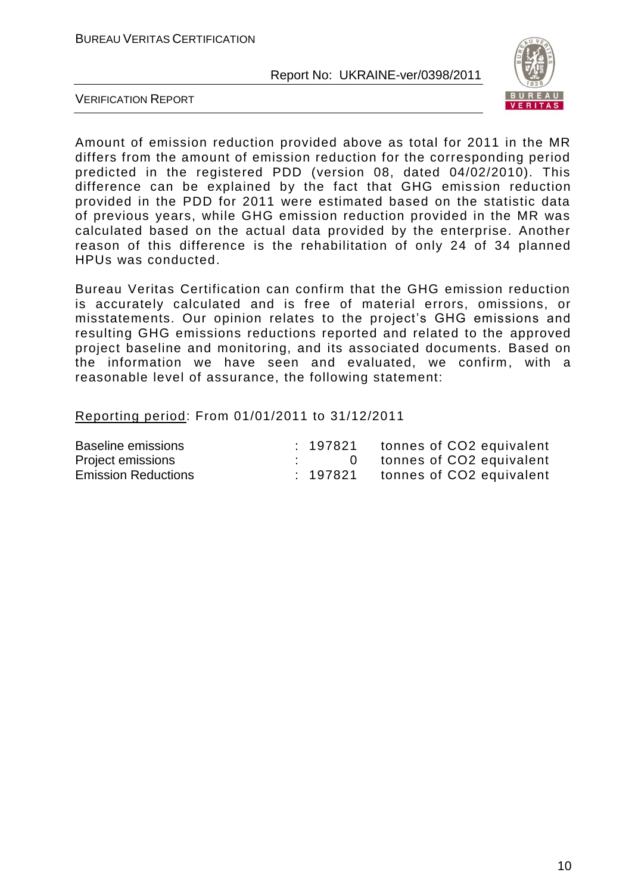Amount of emission reduction provided above as total for 2011 in the MR differs from the amount of emission reduction for the corresponding period predicted in the registered PDD (version 08, dated 04/02/2010). This difference can be explained by the fact that GHG emission reduction provided in the PDD for 2011 were estimated based on the statistic data of previous years, while GHG emission reduction provided in the MR was calculated based on the actual data provided by the enterprise. Another reason of this difference is the rehabilitation of only 24 of 34 planned HPUs was conducted.

Bureau Veritas Certification can confirm that the GHG emission reduction is accurately calculated and is free of material errors, omissions, or misstatements. Our opinion relates to the project's GHG emissions and resulting GHG emissions reductions reported and related to the approved project baseline and monitoring, and its associated documents. Based on the information we have seen and evaluated, we confirm, with a reasonable level of assurance, the following statement:

Reporting period: From 01/01/2011 to 31/12/2011

| | | |
|---|---|---|
| Baseline emissions | : 197821 | tonnes of CO2 equivalent |
| Project emissions | : 0 | tonnes of CO2 equivalent |
| Emission Reductions | : 197821 | tonnes of CO2 equivalent |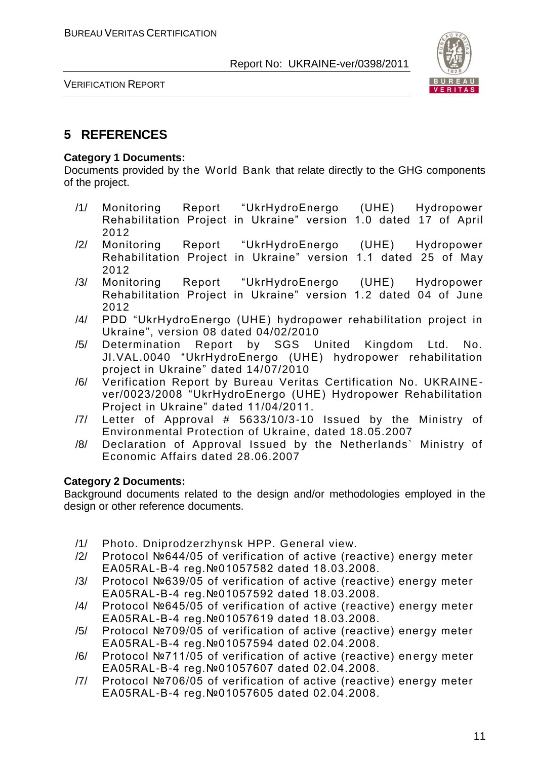# 5 REFERENCES

**Category 1 Documents:**
Documents provided by the World Bank that relate directly to the GHG components of the project.

/1/ Monitoring Report "UkrHydroEnergo (UHE) Hydropower Rehabilitation Project in Ukraine" version 1.0 dated 17 of April 2012

/2/ Monitoring Report "UkrHydroEnergo (UHE) Hydropower Rehabilitation Project in Ukraine" version 1.1 dated 25 of May 2012

/3/ Monitoring Report "UkrHydroEnergo (UHE) Hydropower Rehabilitation Project in Ukraine" version 1.2 dated 04 of June 2012

/4/ PDD "UkrHydroEnergo (UHE) hydropower rehabilitation project in Ukraine", version 08 dated 04/02/2010

/5/ Determination Report by SGS United Kingdom Ltd. No. JI.VAL.0040 "UkrHydroEnergo (UHE) hydropower rehabilitation project in Ukraine" dated 14/07/2010

/6/ Verification Report by Bureau Veritas Certification No. UKRAINE-ver/0023/2008 "UkrHydroEnergo (UHE) Hydropower Rehabilitation Project in Ukraine" dated 11/04/2011.

/7/ Letter of Approval # 5633/10/3-10 Issued by the Ministry of Environmental Protection of Ukraine, dated 18.05.2007

/8/ Declaration of Approval Issued by the Netherlands` Ministry of Economic Affairs dated 28.06.2007

**Category 2 Documents:**
Background documents related to the design and/or methodologies employed in the design or other reference documents.

/1/ Photo. Dniprodzerzhynsk HPP. General view.

/2/ Protocol №644/05 of verification of active (reactive) energy meter EA05RAL-B-4 reg.№01057582 dated 18.03.2008.

/3/ Protocol №639/05 of verification of active (reactive) energy meter EA05RAL-B-4 reg.№01057592 dated 18.03.2008.

/4/ Protocol №645/05 of verification of active (reactive) energy meter EA05RAL-B-4 reg.№01057619 dated 18.03.2008.

/5/ Protocol №709/05 of verification of active (reactive) energy meter EA05RAL-B-4 reg.№01057594 dated 02.04.2008.

/6/ Protocol №711/05 of verification of active (reactive) energy meter EA05RAL-B-4 reg.№01057607 dated 02.04.2008.

/7/ Protocol №706/05 of verification of active (reactive) energy meter EA05RAL-B-4 reg.№01057605 dated 02.04.2008.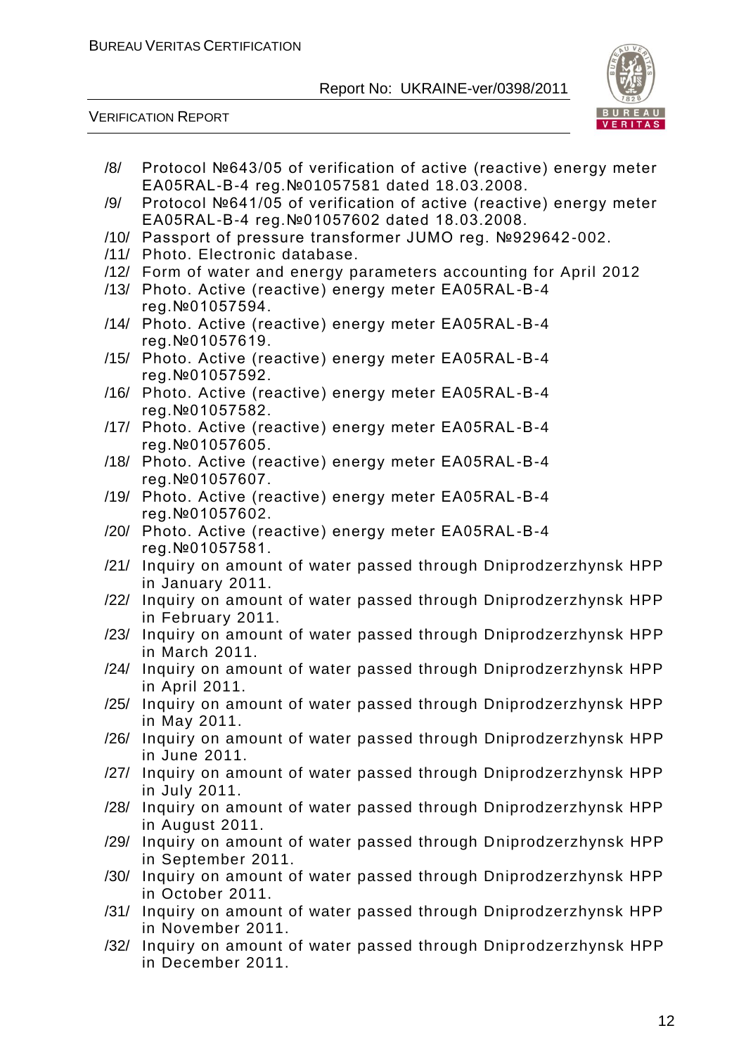/8/ Protocol №643/05 of verification of active (reactive) energy meter EA05RAL-B-4 reg.№01057581 dated 18.03.2008.

/9/ Protocol №641/05 of verification of active (reactive) energy meter EA05RAL-B-4 reg.№01057602 dated 18.03.2008.

/10/ Passport of pressure transformer JUMO reg. №929642-002.

/11/ Photo. Electronic database.

/12/ Form of water and energy parameters accounting for April 2012

/13/ Photo. Active (reactive) energy meter EA05RAL-B-4 reg.№01057594.

/14/ Photo. Active (reactive) energy meter EA05RAL-B-4 reg.№01057619.

/15/ Photo. Active (reactive) energy meter EA05RAL-B-4 reg.№01057592.

/16/ Photo. Active (reactive) energy meter EA05RAL-B-4 reg.№01057582.

/17/ Photo. Active (reactive) energy meter EA05RAL-B-4 reg.№01057605.

/18/ Photo. Active (reactive) energy meter EA05RAL-B-4 reg.№01057607.

/19/ Photo. Active (reactive) energy meter EA05RAL-B-4 reg.№01057602.

/20/ Photo. Active (reactive) energy meter EA05RAL-B-4 reg.№01057581.

/21/ Inquiry on amount of water passed through Dniprodzerzhynsk HPP in January 2011.

/22/ Inquiry on amount of water passed through Dniprodzerzhynsk HPP in February 2011.

/23/ Inquiry on amount of water passed through Dniprodzerzhynsk HPP in March 2011.

/24/ Inquiry on amount of water passed through Dniprodzerzhynsk HPP in April 2011.

/25/ Inquiry on amount of water passed through Dniprodzerzhynsk HPP in May 2011.

/26/ Inquiry on amount of water passed through Dniprodzerzhynsk HPP in June 2011.

/27/ Inquiry on amount of water passed through Dniprodzerzhynsk HPP in July 2011.

/28/ Inquiry on amount of water passed through Dniprodzerzhynsk HPP in August 2011.

/29/ Inquiry on amount of water passed through Dniprodzerzhynsk HPP in September 2011.

/30/ Inquiry on amount of water passed through Dniprodzerzhynsk HPP in October 2011.

/31/ Inquiry on amount of water passed through Dniprodzerzhynsk HPP in November 2011.

/32/ Inquiry on amount of water passed through Dniprodzerzhynsk HPP in December 2011.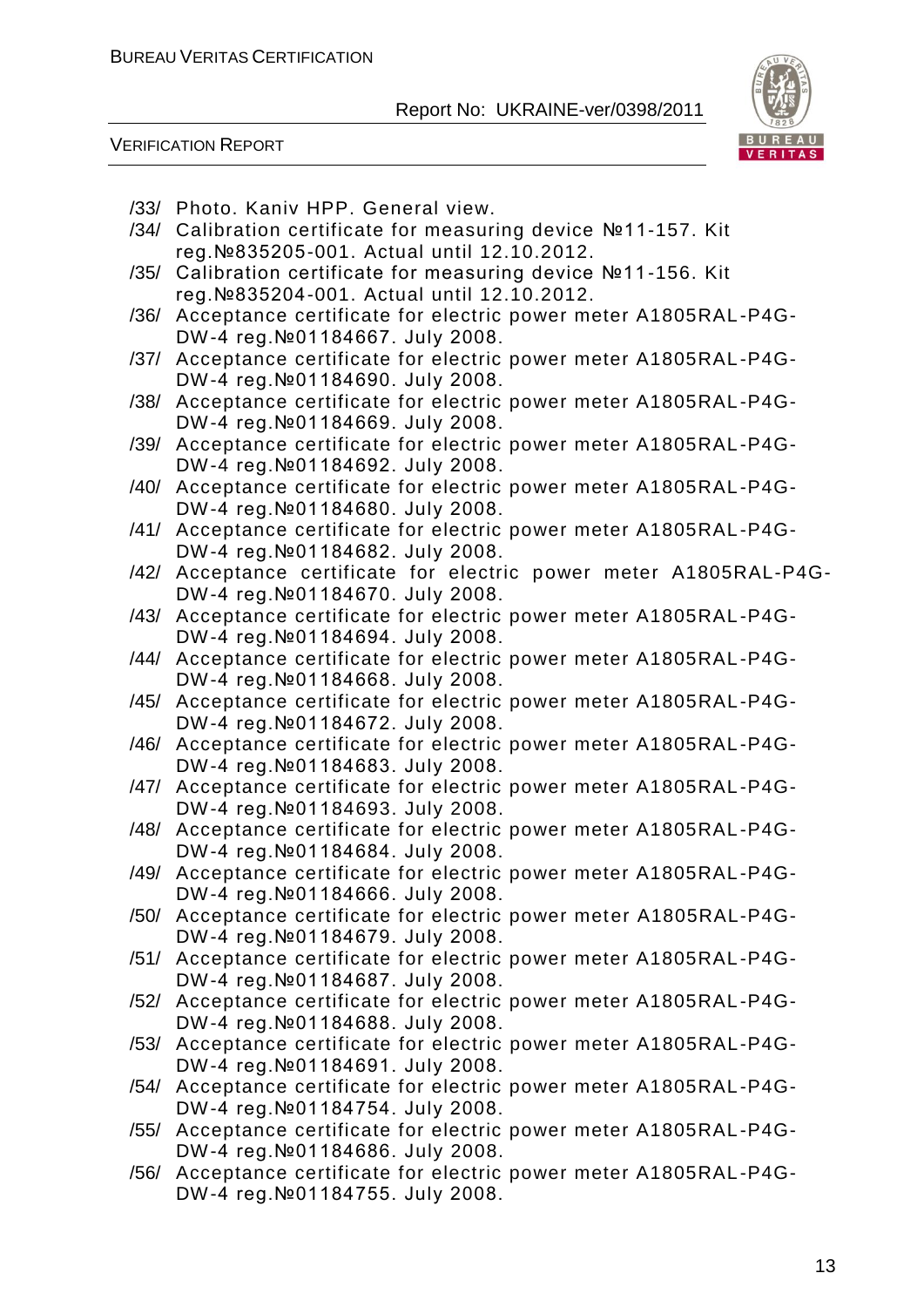/33/ Photo. Kaniv HPP. General view.

/34/ Calibration certificate for measuring device №11-157. Kit reg.№835205-001. Actual until 12.10.2012.

/35/ Calibration certificate for measuring device №11-156. Kit reg.№835204-001. Actual until 12.10.2012.

/36/ Acceptance certificate for electric power meter A1805RAL-P4G-DW-4 reg.№01184667. July 2008.

/37/ Acceptance certificate for electric power meter A1805RAL-P4G-DW-4 reg.№01184690. July 2008.

/38/ Acceptance certificate for electric power meter A1805RAL-P4G-DW-4 reg.№01184669. July 2008.

/39/ Acceptance certificate for electric power meter A1805RAL-P4G-DW-4 reg.№01184692. July 2008.

/40/ Acceptance certificate for electric power meter A1805RAL-P4G-DW-4 reg.№01184680. July 2008.

/41/ Acceptance certificate for electric power meter A1805RAL-P4G-DW-4 reg.№01184682. July 2008.

/42/ Acceptance certificate for electric power meter A1805RAL-P4G-DW-4 reg.№01184670. July 2008.

/43/ Acceptance certificate for electric power meter A1805RAL-P4G-DW-4 reg.№01184694. July 2008.

/44/ Acceptance certificate for electric power meter A1805RAL-P4G-DW-4 reg.№01184668. July 2008.

/45/ Acceptance certificate for electric power meter A1805RAL-P4G-DW-4 reg.№01184672. July 2008.

/46/ Acceptance certificate for electric power meter A1805RAL-P4G-DW-4 reg.№01184683. July 2008.

/47/ Acceptance certificate for electric power meter A1805RAL-P4G-DW-4 reg.№01184693. July 2008.

/48/ Acceptance certificate for electric power meter A1805RAL-P4G-DW-4 reg.№01184684. July 2008.

/49/ Acceptance certificate for electric power meter A1805RAL-P4G-DW-4 reg.№01184666. July 2008.

/50/ Acceptance certificate for electric power meter A1805RAL-P4G-DW-4 reg.№01184679. July 2008.

/51/ Acceptance certificate for electric power meter A1805RAL-P4G-DW-4 reg.№01184687. July 2008.

/52/ Acceptance certificate for electric power meter A1805RAL-P4G-DW-4 reg.№01184688. July 2008.

/53/ Acceptance certificate for electric power meter A1805RAL-P4G-DW-4 reg.№01184691. July 2008.

/54/ Acceptance certificate for electric power meter A1805RAL-P4G-DW-4 reg.№01184754. July 2008.

/55/ Acceptance certificate for electric power meter A1805RAL-P4G-DW-4 reg.№01184686. July 2008.

/56/ Acceptance certificate for electric power meter A1805RAL-P4G-DW-4 reg.№01184755. July 2008.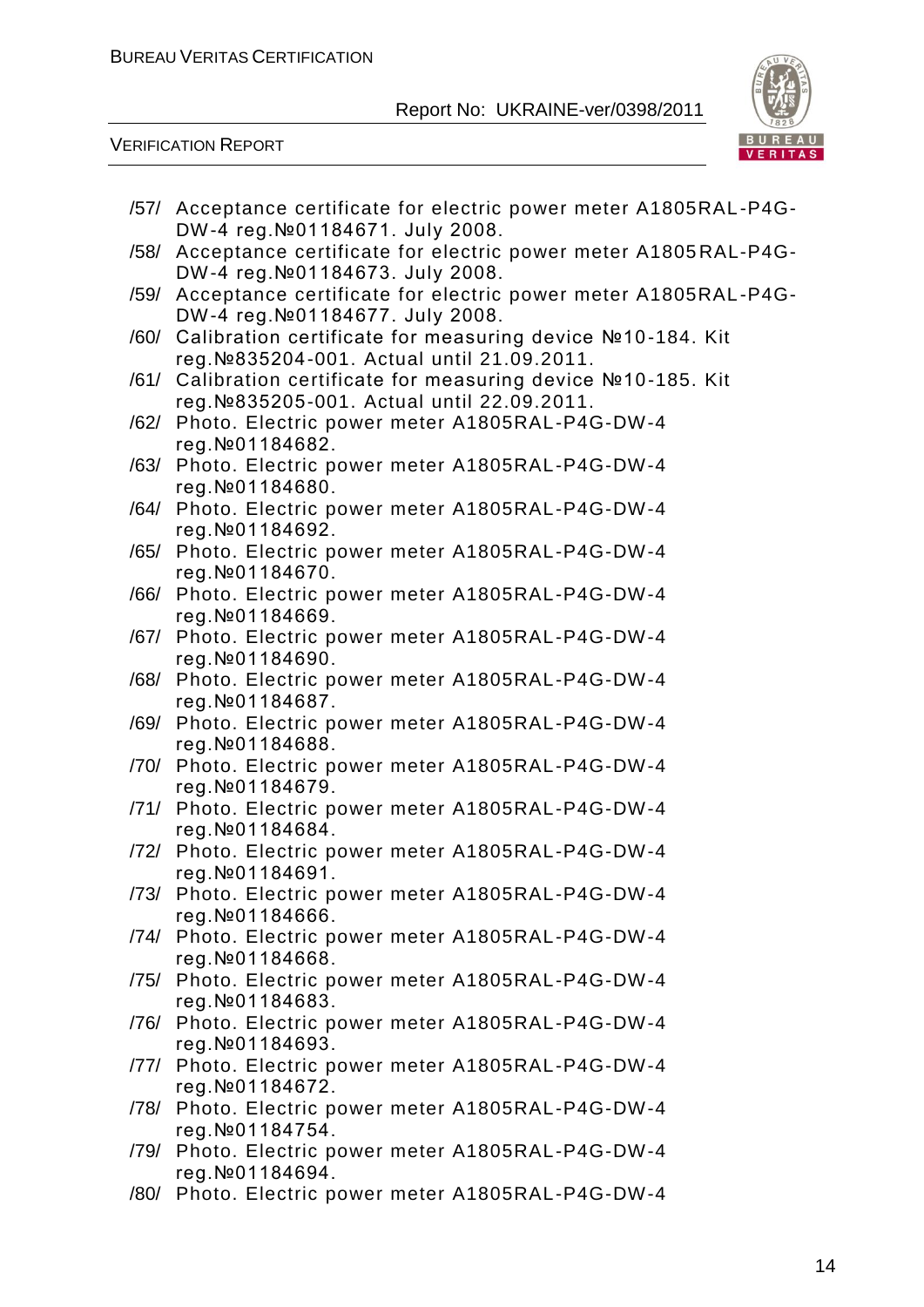/57/ Acceptance certificate for electric power meter A1805RAL-P4G-DW-4 reg.№01184671. July 2008.
/58/ Acceptance certificate for electric power meter A1805RAL-P4G-DW-4 reg.№01184673. July 2008.
/59/ Acceptance certificate for electric power meter A1805RAL-P4G-DW-4 reg.№01184677. July 2008.
/60/ Calibration certificate for measuring device №10-184. Kit reg.№835204-001. Actual until 21.09.2011.
/61/ Calibration certificate for measuring device №10-185. Kit reg.№835205-001. Actual until 22.09.2011.
/62/ Photo. Electric power meter A1805RAL-P4G-DW-4 reg.№01184682.
/63/ Photo. Electric power meter A1805RAL-P4G-DW-4 reg.№01184680.
/64/ Photo. Electric power meter A1805RAL-P4G-DW-4 reg.№01184692.
/65/ Photo. Electric power meter A1805RAL-P4G-DW-4 reg.№01184670.
/66/ Photo. Electric power meter A1805RAL-P4G-DW-4 reg.№01184669.
/67/ Photo. Electric power meter A1805RAL-P4G-DW-4 reg.№01184690.
/68/ Photo. Electric power meter A1805RAL-P4G-DW-4 reg.№01184687.
/69/ Photo. Electric power meter A1805RAL-P4G-DW-4 reg.№01184688.
/70/ Photo. Electric power meter A1805RAL-P4G-DW-4 reg.№01184679.
/71/ Photo. Electric power meter A1805RAL-P4G-DW-4 reg.№01184684.
/72/ Photo. Electric power meter A1805RAL-P4G-DW-4 reg.№01184691.
/73/ Photo. Electric power meter A1805RAL-P4G-DW-4 reg.№01184666.
/74/ Photo. Electric power meter A1805RAL-P4G-DW-4 reg.№01184668.
/75/ Photo. Electric power meter A1805RAL-P4G-DW-4 reg.№01184683.
/76/ Photo. Electric power meter A1805RAL-P4G-DW-4 reg.№01184693.
/77/ Photo. Electric power meter A1805RAL-P4G-DW-4 reg.№01184672.
/78/ Photo. Electric power meter A1805RAL-P4G-DW-4 reg.№01184754.
/79/ Photo. Electric power meter A1805RAL-P4G-DW-4 reg.№01184694.
/80/ Photo. Electric power meter A1805RAL-P4G-DW-4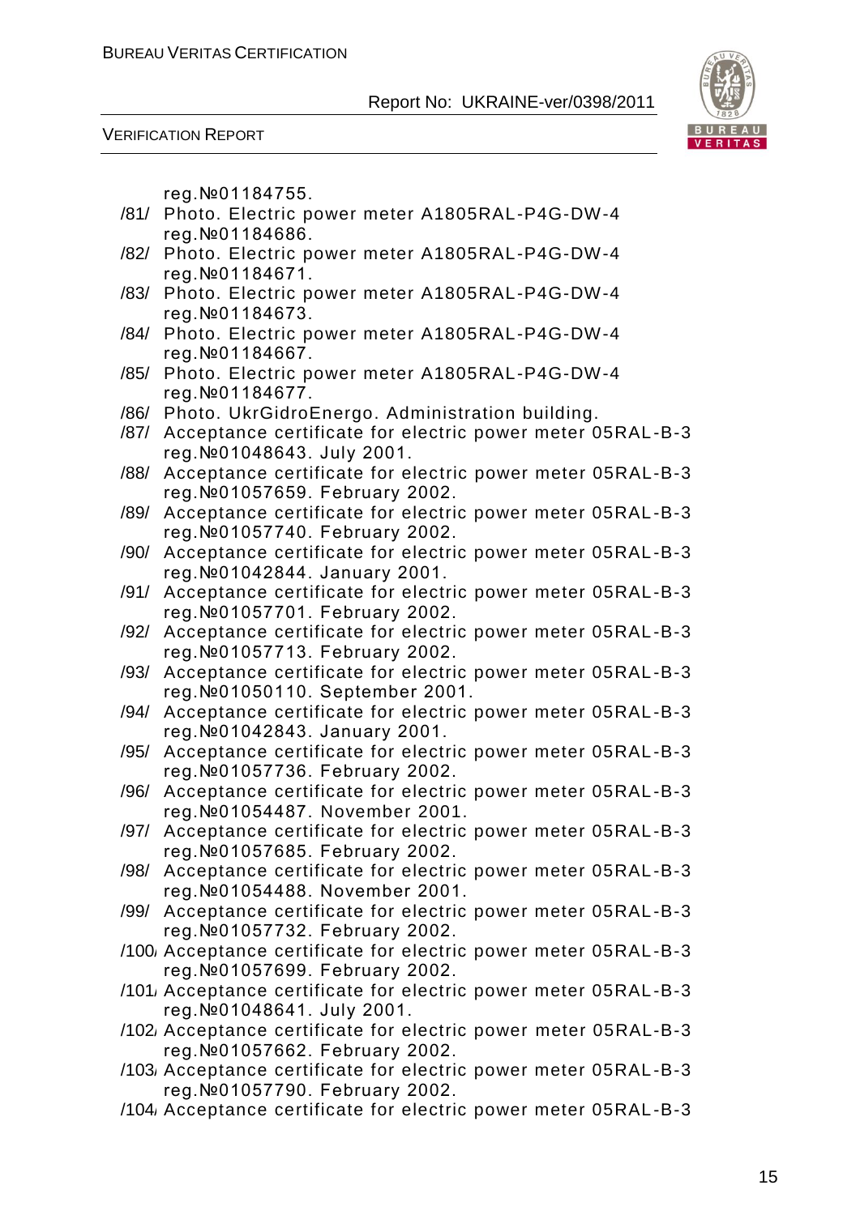reg.№01184755.

/81/ Photo. Electric power meter A1805RAL-P4G-DW-4 reg.№01184686.

/82/ Photo. Electric power meter A1805RAL-P4G-DW-4 reg.№01184671.

/83/ Photo. Electric power meter A1805RAL-P4G-DW-4 reg.№01184673.

/84/ Photo. Electric power meter A1805RAL-P4G-DW-4 reg.№01184667.

/85/ Photo. Electric power meter A1805RAL-P4G-DW-4 reg.№01184677.

/86/ Photo. UkrGidroEnergo. Administration building.

/87/ Acceptance certificate for electric power meter 05RAL-B-3 reg.№01048643. July 2001.

/88/ Acceptance certificate for electric power meter 05RAL-B-3 reg.№01057659. February 2002.

/89/ Acceptance certificate for electric power meter 05RAL-B-3 reg.№01057740. February 2002.

/90/ Acceptance certificate for electric power meter 05RAL-B-3 reg.№01042844. January 2001.

/91/ Acceptance certificate for electric power meter 05RAL-B-3 reg.№01057701. February 2002.

/92/ Acceptance certificate for electric power meter 05RAL-B-3 reg.№01057713. February 2002.

/93/ Acceptance certificate for electric power meter 05RAL-B-3 reg.№01050110. September 2001.

/94/ Acceptance certificate for electric power meter 05RAL-B-3 reg.№01042843. January 2001.

/95/ Acceptance certificate for electric power meter 05RAL-B-3 reg.№01057736. February 2002.

/96/ Acceptance certificate for electric power meter 05RAL-B-3 reg.№01054487. November 2001.

/97/ Acceptance certificate for electric power meter 05RAL-B-3 reg.№01057685. February 2002.

/98/ Acceptance certificate for electric power meter 05RAL-B-3 reg.№01054488. November 2001.

/99/ Acceptance certificate for electric power meter 05RAL-B-3 reg.№01057732. February 2002.

/100/ Acceptance certificate for electric power meter 05RAL-B-3 reg.№01057699. February 2002.

/101/ Acceptance certificate for electric power meter 05RAL-B-3 reg.№01048641. July 2001.

/102/ Acceptance certificate for electric power meter 05RAL-B-3 reg.№01057662. February 2002.

/103/ Acceptance certificate for electric power meter 05RAL-B-3 reg.№01057790. February 2002.

/104/ Acceptance certificate for electric power meter 05RAL-B-3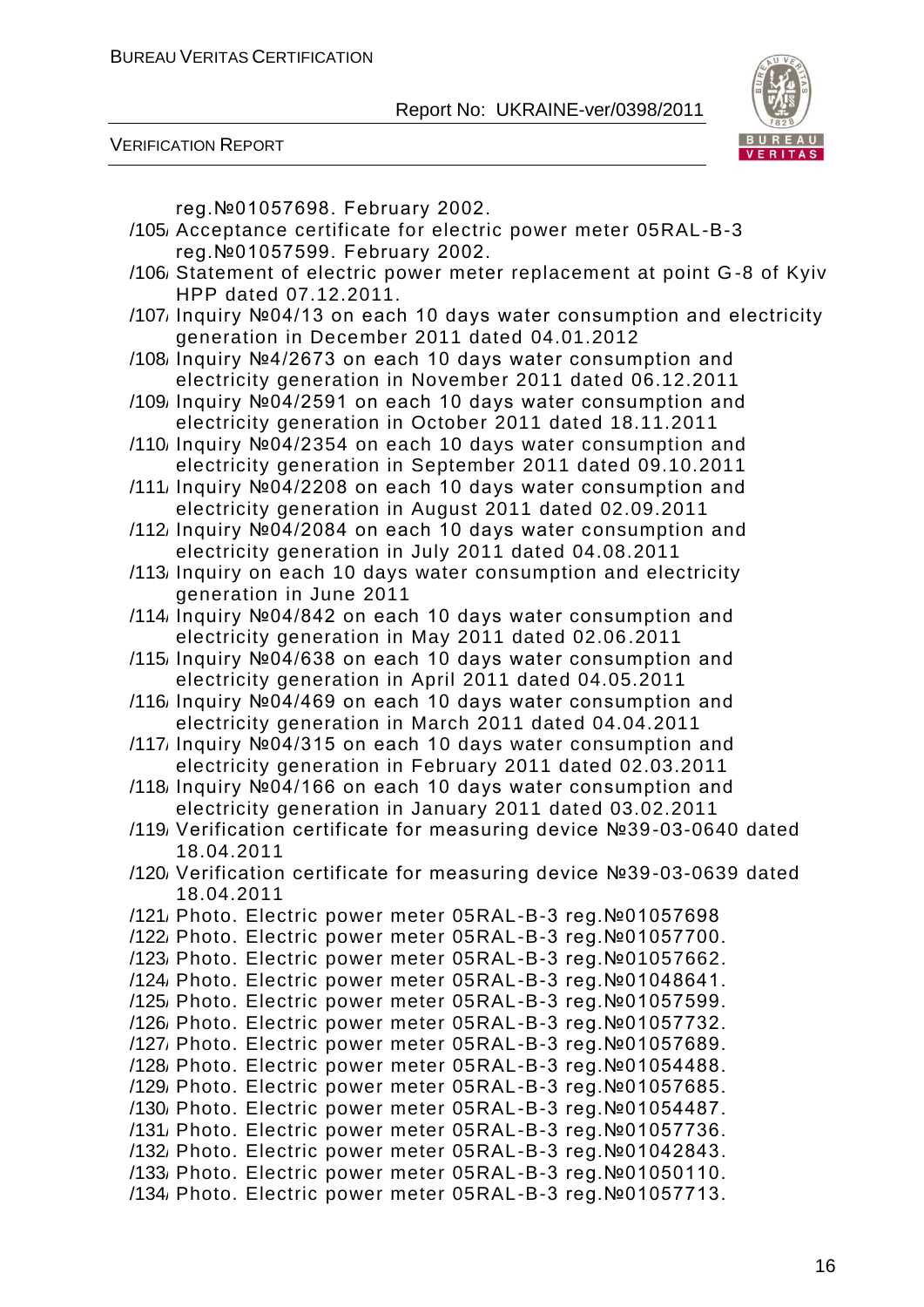reg.№01057698. February 2002.

/105/ Acceptance certificate for electric power meter 05RAL-B-3 reg.№01057599. February 2002.

/106/ Statement of electric power meter replacement at point G-8 of Kyiv HPP dated 07.12.2011.

/107/ Inquiry №04/13 on each 10 days water consumption and electricity generation in December 2011 dated 04.01.2012

/108/ Inquiry №4/2673 on each 10 days water consumption and electricity generation in November 2011 dated 06.12.2011

/109/ Inquiry №04/2591 on each 10 days water consumption and electricity generation in October 2011 dated 18.11.2011

/110/ Inquiry №04/2354 on each 10 days water consumption and electricity generation in September 2011 dated 09.10.2011

/111/ Inquiry №04/2208 on each 10 days water consumption and electricity generation in August 2011 dated 02.09.2011

/112/ Inquiry №04/2084 on each 10 days water consumption and electricity generation in July 2011 dated 04.08.2011

/113/ Inquiry on each 10 days water consumption and electricity generation in June 2011

/114/ Inquiry №04/842 on each 10 days water consumption and electricity generation in May 2011 dated 02.06.2011

/115/ Inquiry №04/638 on each 10 days water consumption and electricity generation in April 2011 dated 04.05.2011

/116/ Inquiry №04/469 on each 10 days water consumption and electricity generation in March 2011 dated 04.04.2011

/117/ Inquiry №04/315 on each 10 days water consumption and electricity generation in February 2011 dated 02.03.2011

/118/ Inquiry №04/166 on each 10 days water consumption and electricity generation in January 2011 dated 03.02.2011

/119/ Verification certificate for measuring device №39-03-0640 dated 18.04.2011

/120/ Verification certificate for measuring device №39-03-0639 dated 18.04.2011

/121/ Photo. Electric power meter 05RAL-B-3 reg.№01057698

/122/ Photo. Electric power meter 05RAL-B-3 reg.№01057700.

/123/ Photo. Electric power meter 05RAL-B-3 reg.№01057662.

/124/ Photo. Electric power meter 05RAL-B-3 reg.№01048641.

/125/ Photo. Electric power meter 05RAL-B-3 reg.№01057599.

/126/ Photo. Electric power meter 05RAL-B-3 reg.№01057732.

/127/ Photo. Electric power meter 05RAL-B-3 reg.№01057689.

/128/ Photo. Electric power meter 05RAL-B-3 reg.№01054488.

/129/ Photo. Electric power meter 05RAL-B-3 reg.№01057685.

/130/ Photo. Electric power meter 05RAL-B-3 reg.№01054487.

/131/ Photo. Electric power meter 05RAL-B-3 reg.№01057736.

/132/ Photo. Electric power meter 05RAL-B-3 reg.№01042843.

/133/ Photo. Electric power meter 05RAL-B-3 reg.№01050110.

/134/ Photo. Electric power meter 05RAL-B-3 reg.№01057713.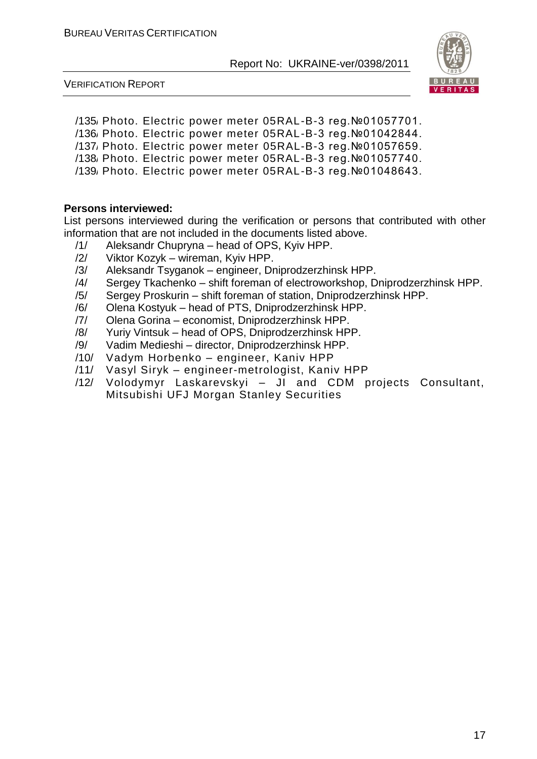/135/ Photo. Electric power meter 05RAL-B-3 reg.№01057701.

/136/ Photo. Electric power meter 05RAL-B-3 reg.№01042844.

/137/ Photo. Electric power meter 05RAL-B-3 reg.№01057659.

/138/ Photo. Electric power meter 05RAL-B-3 reg.№01057740.

/139/ Photo. Electric power meter 05RAL-B-3 reg.№01048643.

**Persons interviewed:**

List persons interviewed during the verification or persons that contributed with other information that are not included in the documents listed above.

/1/ Aleksandr Chupryna – head of OPS, Kyiv HPP.

/2/ Viktor Kozyk – wireman, Kyiv HPP.

/3/ Aleksandr Tsyganok – engineer, Dniprodzerzhinsk HPP.

/4/ Sergey Tkachenko – shift foreman of electroworkshop, Dniprodzerzhinsk HPP.

/5/ Sergey Proskurin – shift foreman of station, Dniprodzerzhinsk HPP.

/6/ Olena Kostyuk – head of PTS, Dniprodzerzhinsk HPP.

/7/ Olena Gorina – economist, Dniprodzerzhinsk HPP.

/8/ Yuriy Vintsuk – head of OPS, Dniprodzerzhinsk HPP.

/9/ Vadim Medieshi – director, Dniprodzerzhinsk HPP.

/10/ Vadym Horbenko – engineer, Kaniv HPP

/11/ Vasyl Siryk – engineer-metrologist, Kaniv HPP

/12/ Volodymyr Laskarevskyi – JI and CDM projects Consultant, Mitsubishi UFJ Morgan Stanley Securities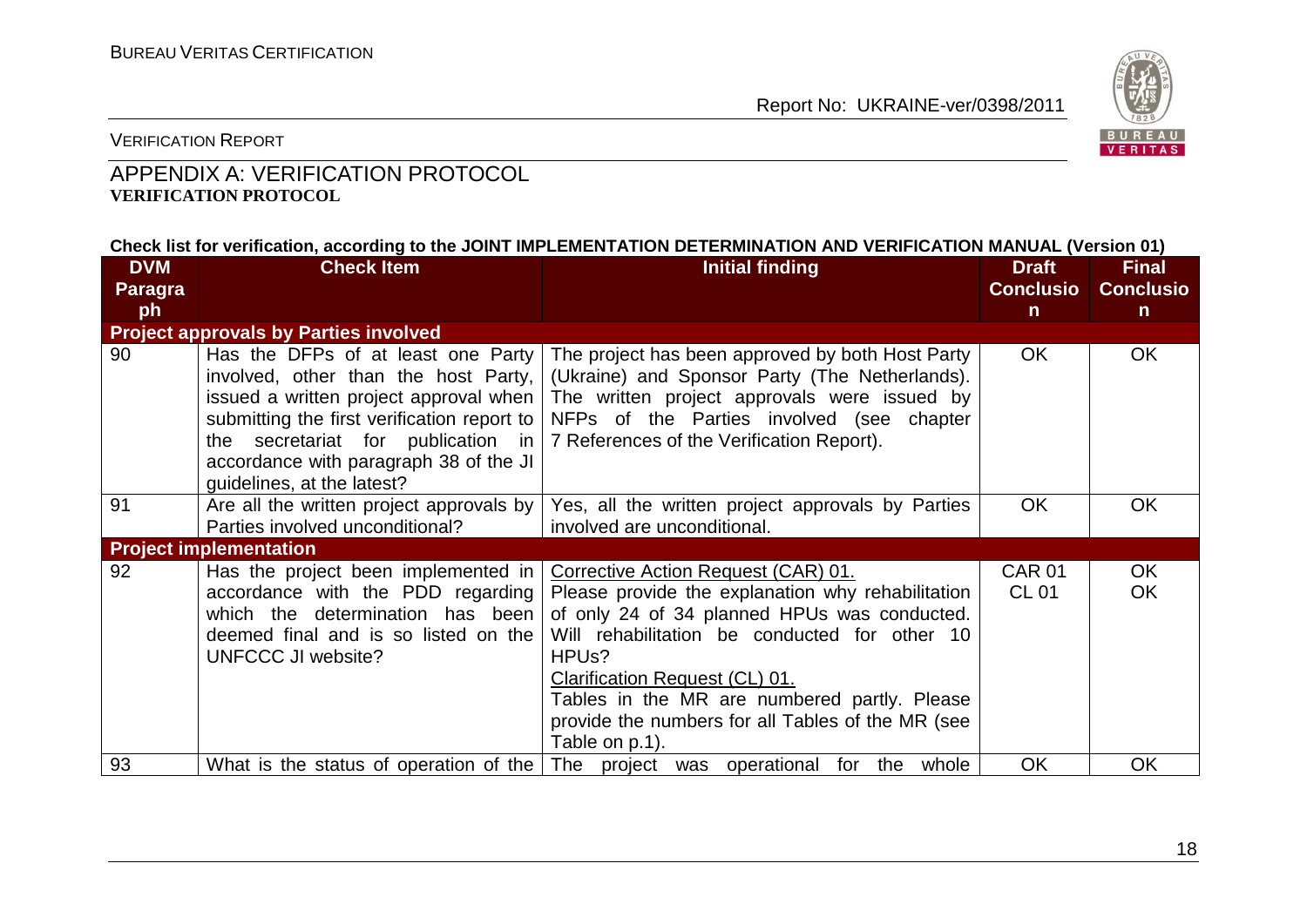## APPENDIX A: VERIFICATION PROTOCOL

**VERIFICATION PROTOCOL**

**Check list for verification, according to the JOINT IMPLEMENTATION DETERMINATION AND VERIFICATION MANUAL (Version 01)**

| DVM Paragraph | Check Item | Initial finding | Draft Conclusion | Final Conclusion |
|---|---|---|---|---|
| **Project approvals by Parties involved** | | | | |
| 90 | Has the DFPs of at least one Party involved, other than the host Party, issued a written project approval when submitting the first verification report to the secretariat for publication in accordance with paragraph 38 of the JI guidelines, at the latest? | The project has been approved by both Host Party (Ukraine) and Sponsor Party (The Netherlands). The written project approvals were issued by NFPs of the Parties involved (see chapter 7 References of the Verification Report). | OK | OK |
| 91 | Are all the written project approvals by Parties involved unconditional? | Yes, all the written project approvals by Parties involved are unconditional. | OK | OK |
| **Project implementation** | | | | |
| 92 | Has the project been implemented in accordance with the PDD regarding which the determination has been deemed final and is so listed on the UNFCCC JI website? | Corrective Action Request (CAR) 01.<br>Please provide the explanation why rehabilitation of only 24 of 34 planned HPUs was conducted. Will rehabilitation be conducted for other 10 HPUs?<br>Clarification Request (CL) 01.<br>Tables in the MR are numbered partly. Please provide the numbers for all Tables of the MR (see Table on p.1). | CAR 01<br>CL 01 | OK<br>OK |
| 93 | What is the status of operation of the | The project was operational for the whole | OK | OK |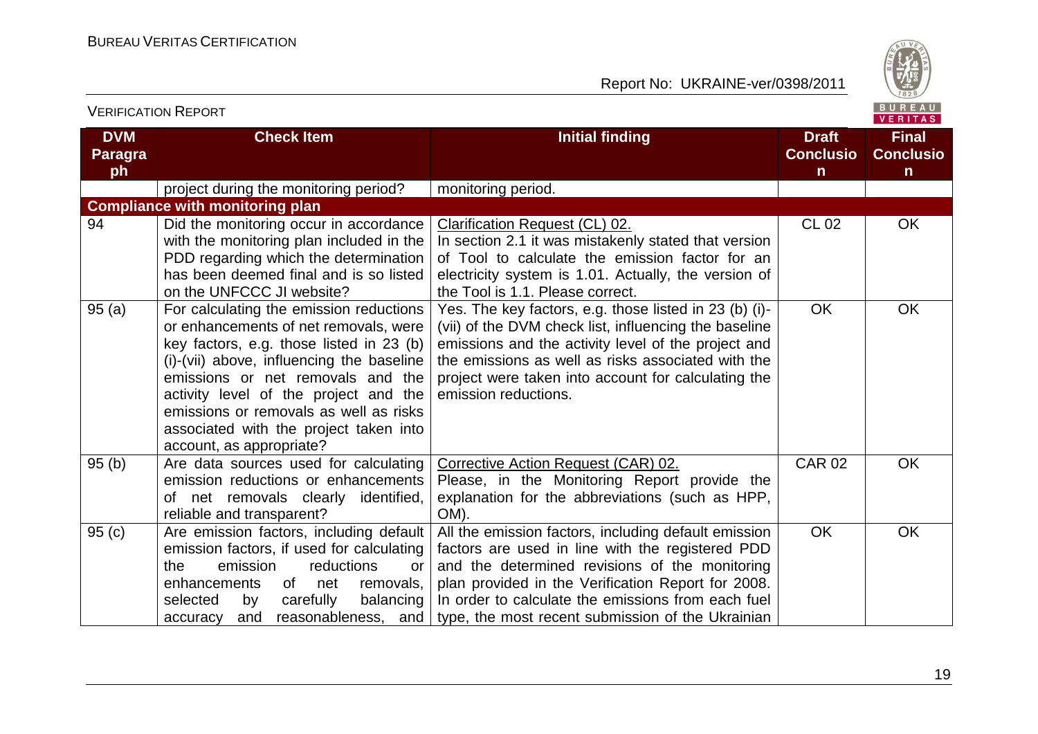| DVM Paragraph | Check Item | Initial finding | Draft Conclusion | Final Conclusion |
|---|---|---|---|---|
| | project during the monitoring period? | monitoring period. | | |
| **Compliance with monitoring plan** | | | | |
| 94 | Did the monitoring occur in accordance with the monitoring plan included in the PDD regarding which the determination has been deemed final and is so listed on the UNFCCC JI website? | Clarification Request (CL) 02.<br>In section 2.1 it was mistakenly stated that version of Tool to calculate the emission factor for an electricity system is 1.01. Actually, the version of the Tool is 1.1. Please correct. | CL 02 | OK |
| 95 (a) | For calculating the emission reductions or enhancements of net removals, were key factors, e.g. those listed in 23 (b) (i)-(vii) above, influencing the baseline emissions or net removals and the activity level of the project and the emissions or removals as well as risks associated with the project taken into account, as appropriate? | Yes. The key factors, e.g. those listed in 23 (b) (i)-(vii) of the DVM check list, influencing the baseline emissions and the activity level of the project and the emissions as well as risks associated with the project were taken into account for calculating the emission reductions. | OK | OK |
| 95 (b) | Are data sources used for calculating emission reductions or enhancements of net removals clearly identified, reliable and transparent? | Corrective Action Request (CAR) 02.<br>Please, in the Monitoring Report provide the explanation for the abbreviations (such as HPP, OM). | CAR 02 | OK |
| 95 (c) | Are emission factors, including default emission factors, if used for calculating the emission reductions or enhancements of net removals, selected by carefully balancing accuracy and reasonableness, and | All the emission factors, including default emission factors are used in line with the registered PDD and the determined revisions of the monitoring plan provided in the Verification Report for 2008. In order to calculate the emissions from each fuel type, the most recent submission of the Ukrainian | OK | OK |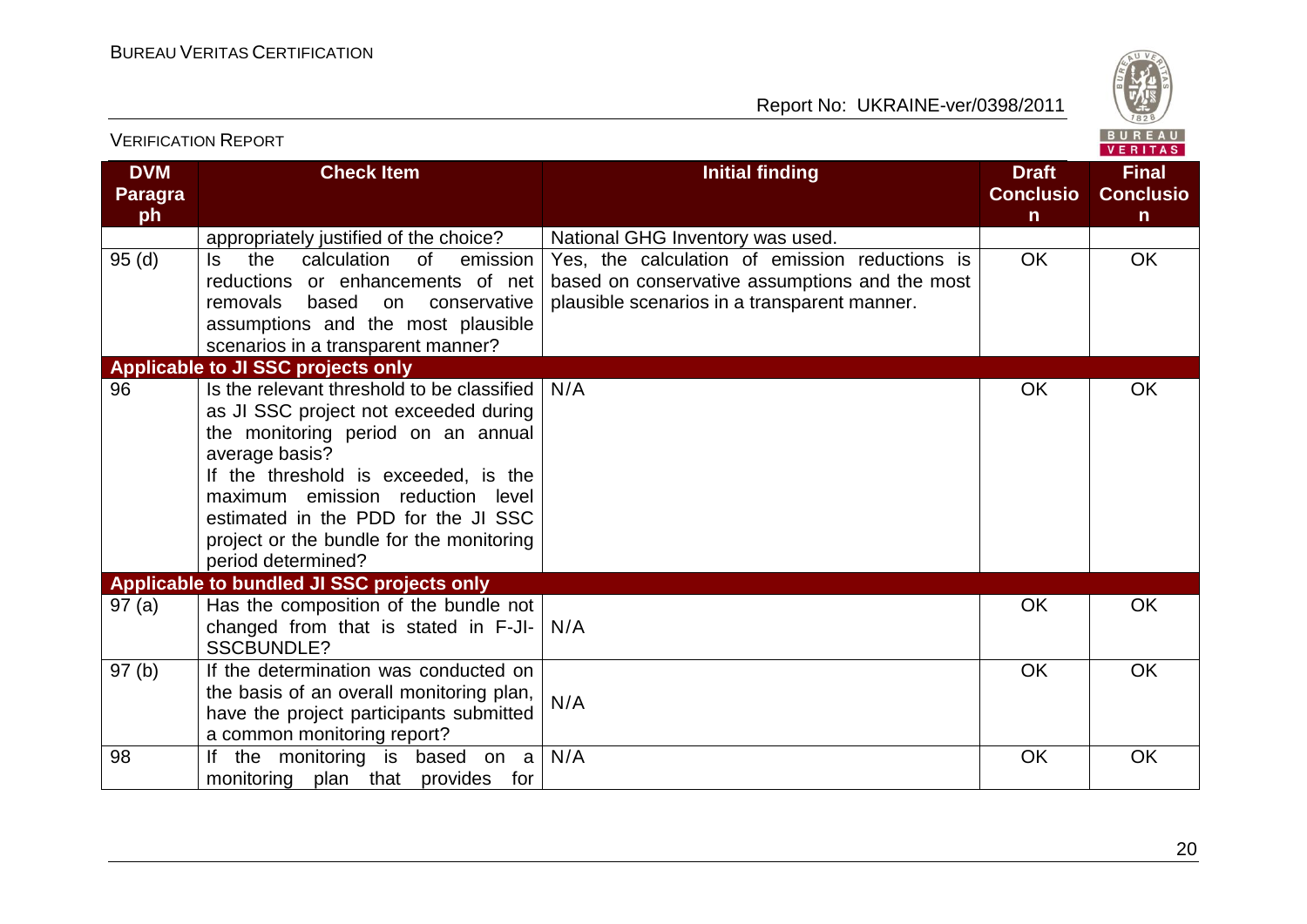| DVM Paragraph | Check Item | Initial finding | Draft Conclusion | Final Conclusion |
|---|---|---|---|---|
| | appropriately justified of the choice? | National GHG Inventory was used. | | |
| 95 (d) | Is the calculation of emission reductions or enhancements of net removals based on conservative assumptions and the most plausible scenarios in a transparent manner? | Yes, the calculation of emission reductions is based on conservative assumptions and the most plausible scenarios in a transparent manner. | OK | OK |
| **Applicable to JI SSC projects only** | | | | |
| 96 | Is the relevant threshold to be classified as JI SSC project not exceeded during the monitoring period on an annual average basis?<br>If the threshold is exceeded, is the maximum emission reduction level estimated in the PDD for the JI SSC project or the bundle for the monitoring period determined? | N/A | OK | OK |
| **Applicable to bundled JI SSC projects only** | | | | |
| 97 (a) | Has the composition of the bundle not changed from that is stated in F-JI-SSCBUNDLE? | N/A | OK | OK |
| 97 (b) | If the determination was conducted on the basis of an overall monitoring plan, have the project participants submitted a common monitoring report? | N/A | OK | OK |
| 98 | If the monitoring is based on a monitoring plan that provides for | N/A | OK | OK |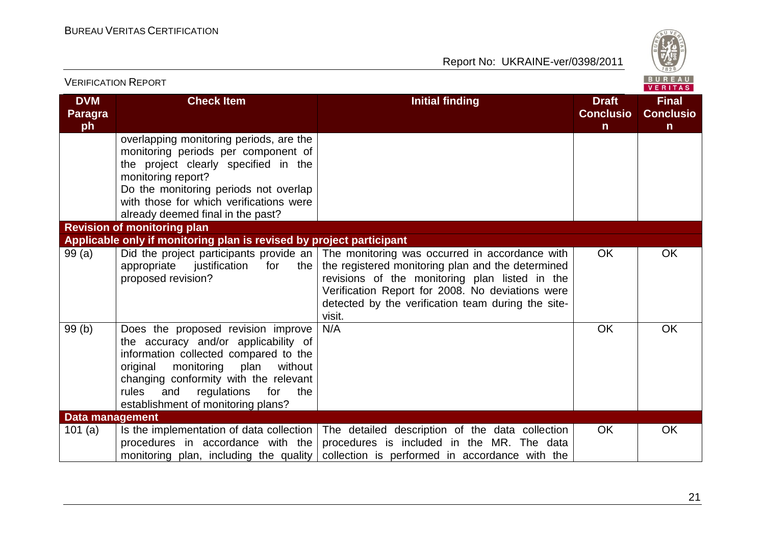| DVM Paragraph | Check Item | Initial finding | Draft Conclusion | Final Conclusion |
|---|---|---|---|---|
| | overlapping monitoring periods, are the monitoring periods per component of the project clearly specified in the monitoring report? Do the monitoring periods not overlap with those for which verifications were already deemed final in the past? | | | |
| **Revision of monitoring plan** | | | | |
| **Applicable only if monitoring plan is revised by project participant** | | | | |
| 99 (a) | Did the project participants provide an appropriate justification for the proposed revision? | The monitoring was occurred in accordance with the registered monitoring plan and the determined revisions of the monitoring plan listed in the Verification Report for 2008. No deviations were detected by the verification team during the site-visit. | OK | OK |
| 99 (b) | Does the proposed revision improve the accuracy and/or applicability of information collected compared to the original monitoring plan without changing conformity with the relevant rules and regulations for the establishment of monitoring plans? | N/A | OK | OK |
| **Data management** | | | | |
| 101 (a) | Is the implementation of data collection procedures in accordance with the monitoring plan, including the quality | The detailed description of the data collection procedures is included in the MR. The data collection is performed in accordance with the | OK | OK |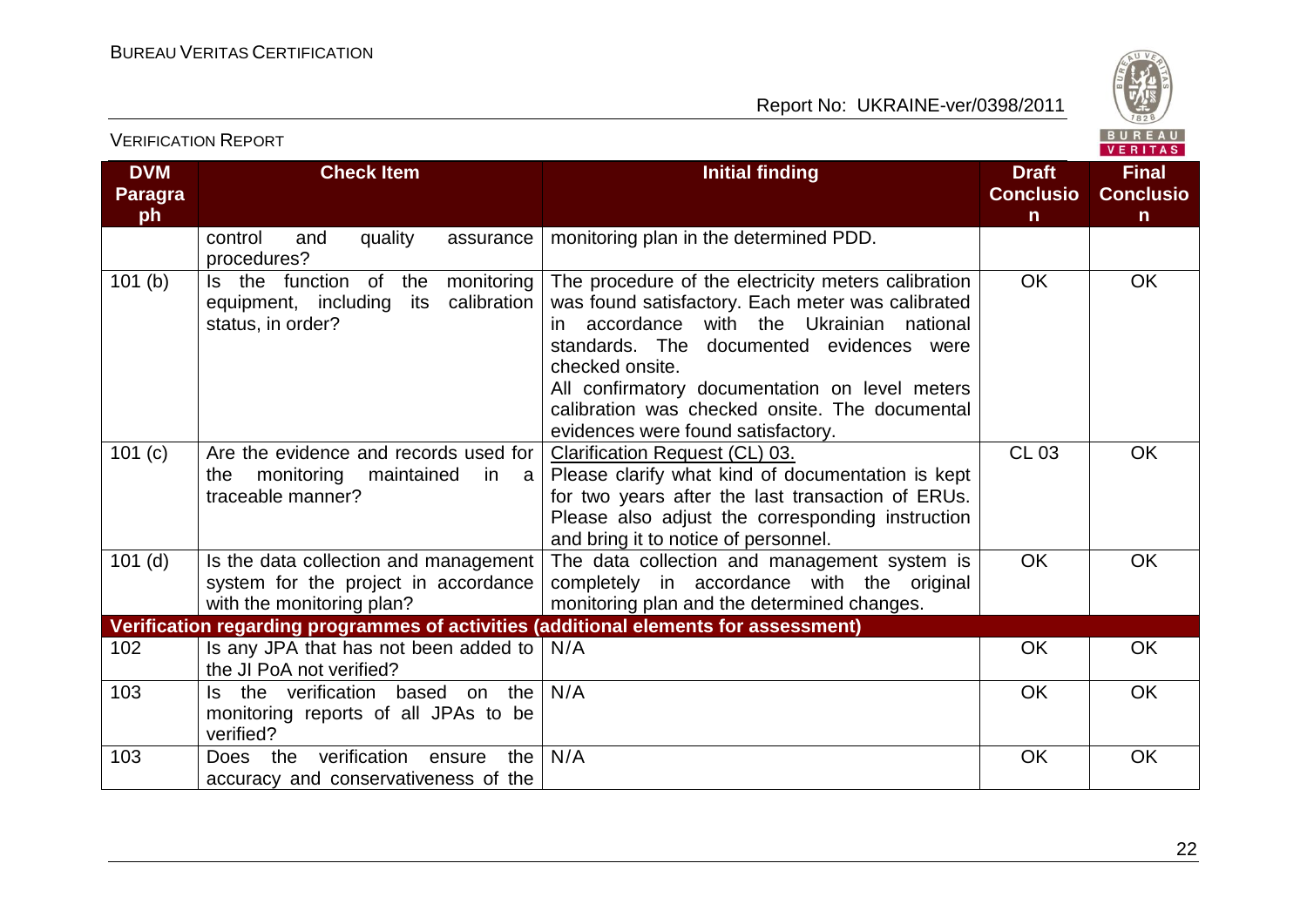| DVM Paragraph | Check Item | Initial finding | Draft Conclusion | Final Conclusion |
|---|---|---|---|---|
| | control and quality assurance procedures? | monitoring plan in the determined PDD. | | |
| 101 (b) | Is the function of the monitoring equipment, including its calibration status, in order? | The procedure of the electricity meters calibration was found satisfactory. Each meter was calibrated in accordance with the Ukrainian national standards. The documented evidences were checked onsite.<br>All confirmatory documentation on level meters calibration was checked onsite. The documental evidences were found satisfactory. | OK | OK |
| 101 (c) | Are the evidence and records used for the monitoring maintained in a traceable manner? | Clarification Request (CL) 03.<br>Please clarify what kind of documentation is kept for two years after the last transaction of ERUs. Please also adjust the corresponding instruction and bring it to notice of personnel. | CL 03 | OK |
| 101 (d) | Is the data collection and management system for the project in accordance with the monitoring plan? | The data collection and management system is completely in accordance with the original monitoring plan and the determined changes. | OK | OK |
| **Verification regarding programmes of activities (additional elements for assessment)** | | | | |
| 102 | Is any JPA that has not been added to the JI PoA not verified? | N/A | OK | OK |
| 103 | Is the verification based on the monitoring reports of all JPAs to be verified? | N/A | OK | OK |
| 103 | Does the verification ensure the accuracy and conservativeness of the | N/A | OK | OK |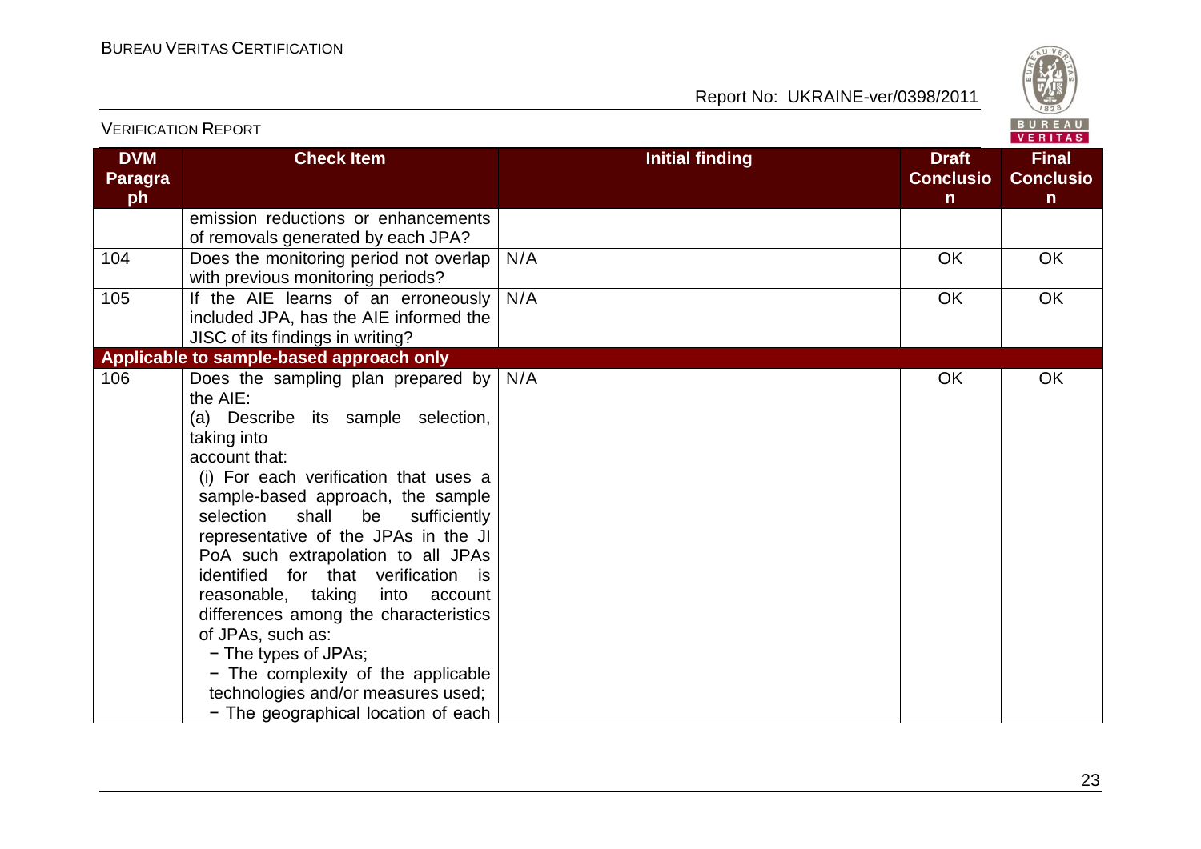| DVM Paragraph | Check Item | Initial finding | Draft Conclusion | Final Conclusion |
|---|---|---|---|---|
| | emission reductions or enhancements of removals generated by each JPA? | | | |
| 104 | Does the monitoring period not overlap with previous monitoring periods? | N/A | OK | OK |
| 105 | If the AIE learns of an erroneously included JPA, has the AIE informed the JISC of its findings in writing? | N/A | OK | OK |
| **Applicable to sample-based approach only** | | | | |
| 106 | Does the sampling plan prepared by the AIE:<br>(a) Describe its sample selection, taking into account that:<br>(i) For each verification that uses a sample-based approach, the sample selection shall be sufficiently representative of the JPAs in the JI PoA such extrapolation to all JPAs identified for that verification is reasonable, taking into account differences among the characteristics of JPAs, such as:<br>− The types of JPAs;<br>− The complexity of the applicable technologies and/or measures used;<br>− The geographical location of each | N/A | OK | OK |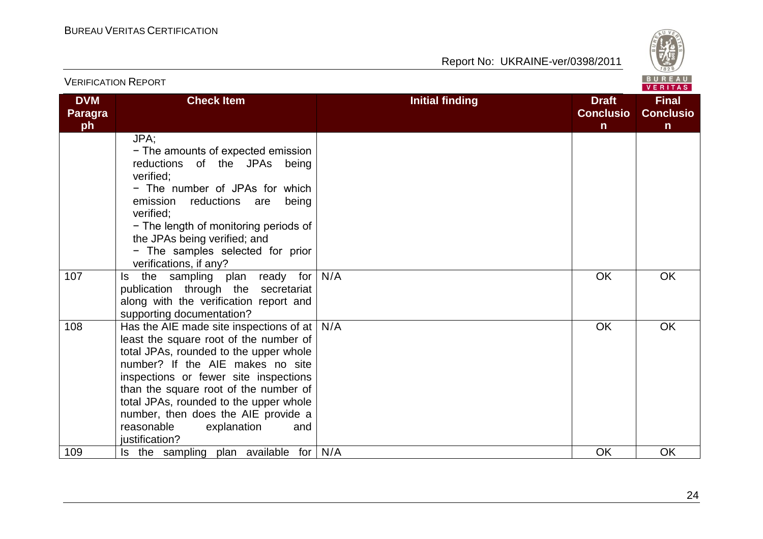| DVM Paragraph | Check Item | Initial finding | Draft Conclusion | Final Conclusion |
|---|---|---|---|---|
| | JPA;<br>− The amounts of expected emission reductions of the JPAs being verified;<br>− The number of JPAs for which emission reductions are being verified;<br>− The length of monitoring periods of the JPAs being verified; and<br>− The samples selected for prior verifications, if any? | | | |
| 107 | Is the sampling plan ready for publication through the secretariat along with the verification report and supporting documentation? | N/A | OK | OK |
| 108 | Has the AIE made site inspections of at least the square root of the number of total JPAs, rounded to the upper whole number? If the AIE makes no site inspections or fewer site inspections than the square root of the number of total JPAs, rounded to the upper whole number, then does the AIE provide a reasonable explanation and justification? | N/A | OK | OK |
| 109 | Is the sampling plan available for | N/A | OK | OK |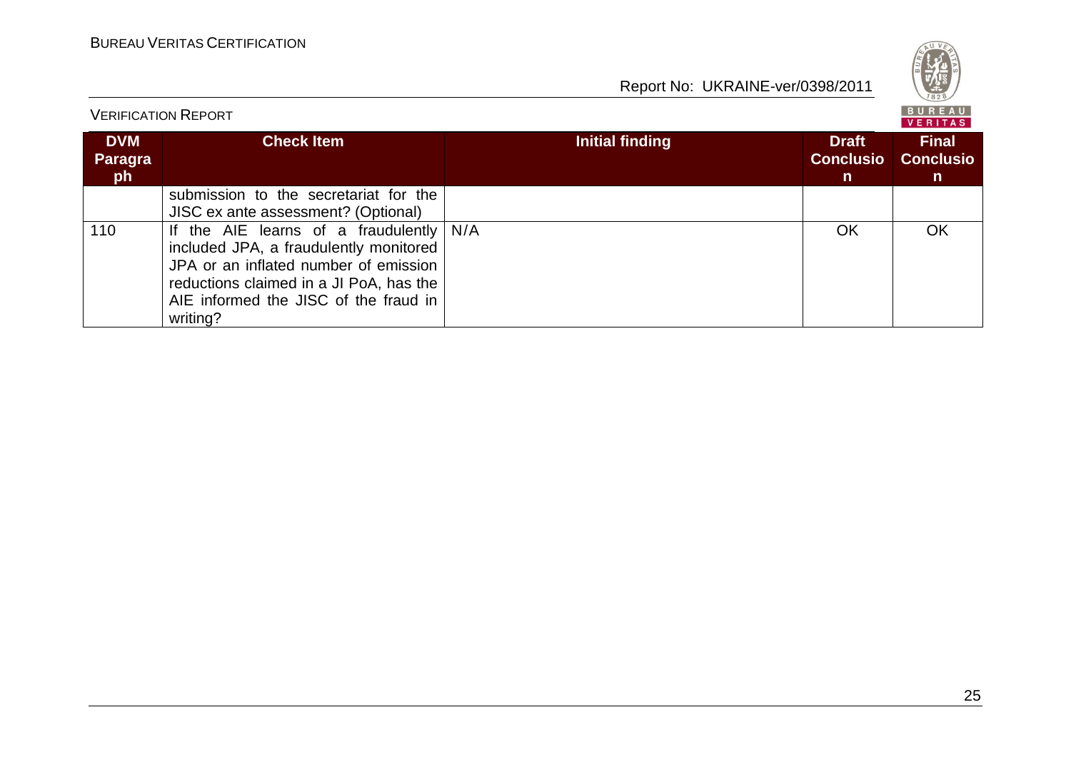| DVM Paragraph | Check Item | Initial finding | Draft Conclusion | Final Conclusion |
|---|---|---|---|---|
| | submission to the secretariat for the JISC ex ante assessment? (Optional) | | | |
| 110 | If the AIE learns of a fraudulently included JPA, a fraudulently monitored JPA or an inflated number of emission reductions claimed in a JI PoA, has the AIE informed the JISC of the fraud in writing? | N/A | OK | OK |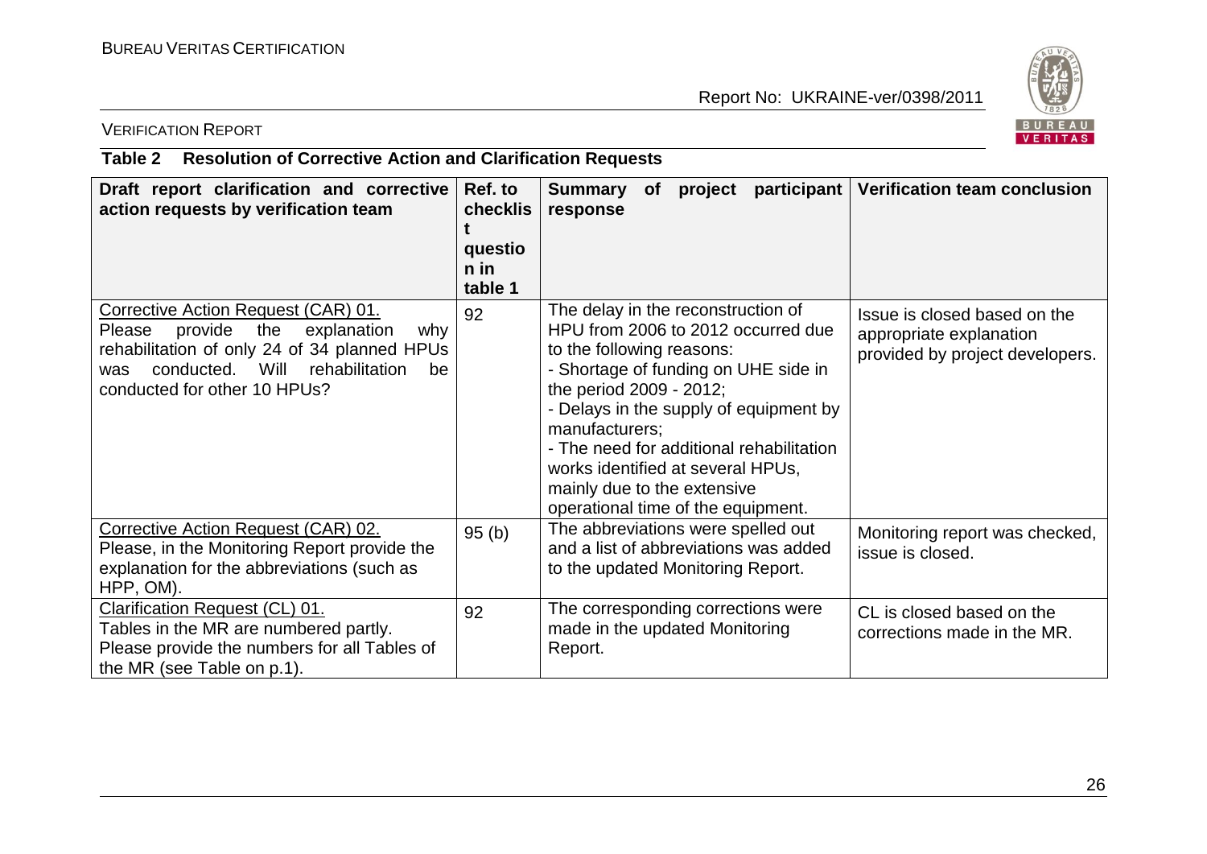**Table 2 Resolution of Corrective Action and Clarification Requests**

| Draft report clarification and corrective action requests by verification team | Ref. to checklist question in table 1 | Summary of project participant response | Verification team conclusion |
|---|---|---|---|
| Corrective Action Request (CAR) 01. Please provide the explanation why rehabilitation of only 24 of 34 planned HPUs was conducted. Will rehabilitation be conducted for other 10 HPUs? | 92 | The delay in the reconstruction of HPU from 2006 to 2012 occurred due to the following reasons: - Shortage of funding on UHE side in the period 2009 - 2012; - Delays in the supply of equipment by manufacturers; - The need for additional rehabilitation works identified at several HPUs, mainly due to the extensive operational time of the equipment. | Issue is closed based on the appropriate explanation provided by project developers. |
| Corrective Action Request (CAR) 02. Please, in the Monitoring Report provide the explanation for the abbreviations (such as HPP, OM). | 95 (b) | The abbreviations were spelled out and a list of abbreviations was added to the updated Monitoring Report. | Monitoring report was checked, issue is closed. |
| Clarification Request (CL) 01. Tables in the MR are numbered partly. Please provide the numbers for all Tables of the MR (see Table on p.1). | 92 | The corresponding corrections were made in the updated Monitoring Report. | CL is closed based on the corrections made in the MR. |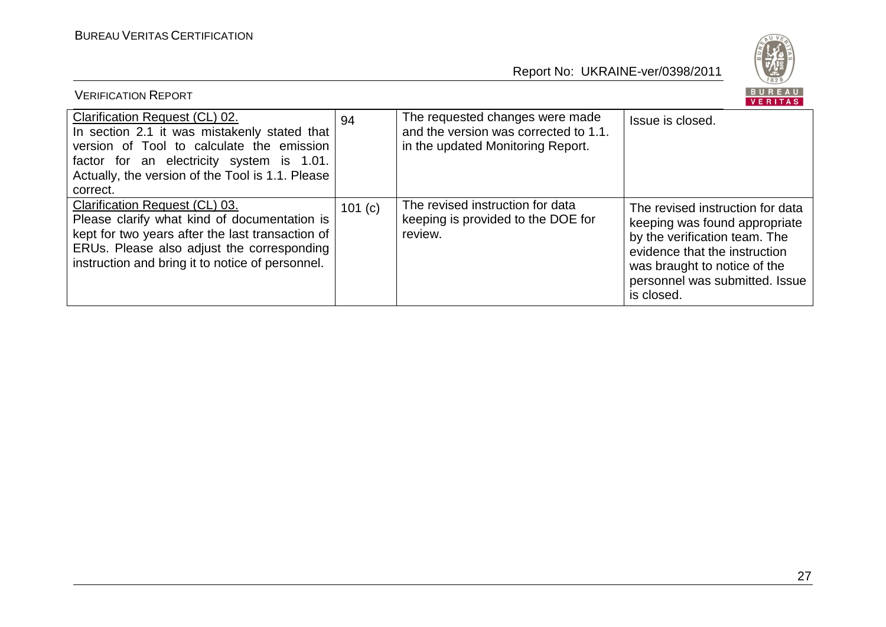| | | | |
|---|---|---|---|
| Clarification Request (CL) 02. In section 2.1 it was mistakenly stated that version of Tool to calculate the emission factor for an electricity system is 1.01. Actually, the version of the Tool is 1.1. Please correct. | 94 | The requested changes were made and the version was corrected to 1.1. in the updated Monitoring Report. | Issue is closed. |
| Clarification Request (CL) 03. Please clarify what kind of documentation is kept for two years after the last transaction of ERUs. Please also adjust the corresponding instruction and bring it to notice of personnel. | 101 (c) | The revised instruction for data keeping is provided to the DOE for review. | The revised instruction for data keeping was found appropriate by the verification team. The evidence that the instruction was braught to notice of the personnel was submitted. Issue is closed. |